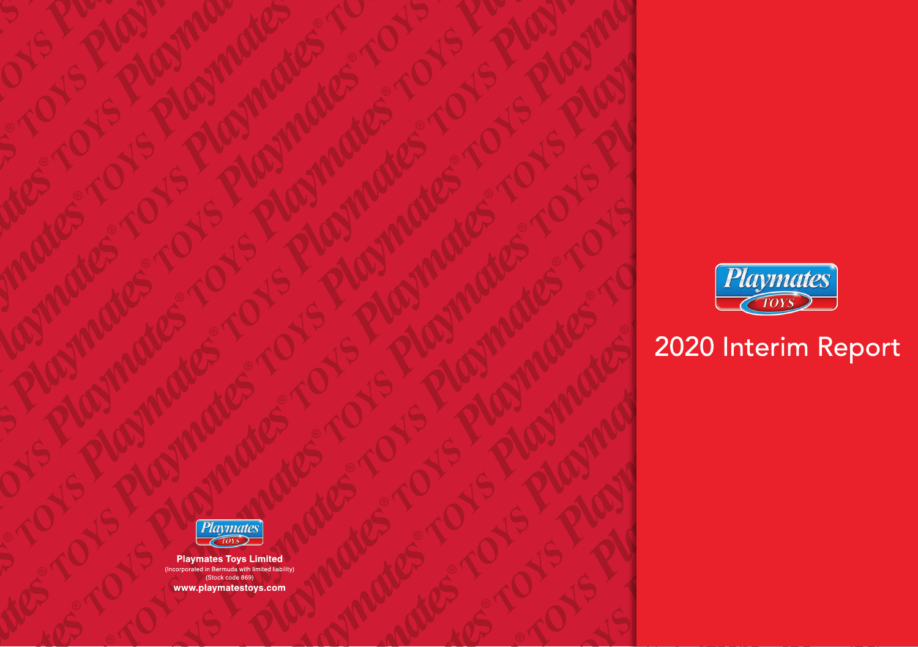# 2020 Interim Report

**Playmates Toys Limited**

(Incorporated in Bermuda with limited liability)

(Stock code 869)

**www.playmatestoys.com**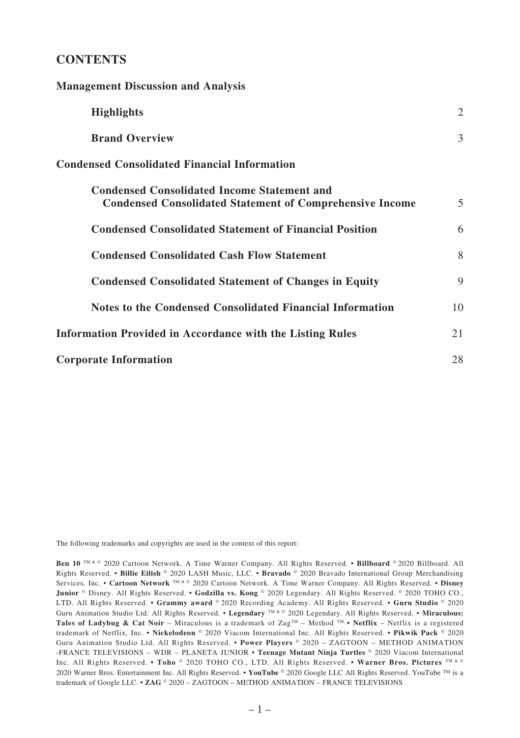# CONTENTS

## Management Discussion and Analysis

| | |
|---|---|
| **Highlights** | 2 |
| **Brand Overview** | 3 |

## Condensed Consolidated Financial Information

| | |
|---|---|
| **Condensed Consolidated Income Statement and Condensed Consolidated Statement of Comprehensive Income** | 5 |
| **Condensed Consolidated Statement of Financial Position** | 6 |
| **Condensed Consolidated Cash Flow Statement** | 8 |
| **Condensed Consolidated Statement of Changes in Equity** | 9 |
| **Notes to the Condensed Consolidated Financial Information** | 10 |

| | |
|---|---|
| **Information Provided in Accordance with the Listing Rules** | 21 |
| **Corporate Information** | 28 |

The following trademarks and copyrights are used in the context of this report:

**Ben 10** ™ & © 2020 Cartoon Network. A Time Warner Company. All Rights Reserved. • **Billboard** © 2020 Billboard. All Rights Reserved. • **Billie Eilish** © 2020 LASH Music, LLC. • **Bravado** © 2020 Bravado International Group Merchandising Services, Inc. • **Cartoon Network** ™ & © 2020 Cartoon Network. A Time Warner Company. All Rights Reserved. • **Disney Junior** © Disney. All Rights Reserved. • **Godzilla vs. Kong** © 2020 Legendary. All Rights Reserved. © 2020 TOHO CO., LTD. All Rights Reserved. • **Grammy award** © 2020 Recording Academy. All Rights Reserved. • **Guru Studio** © 2020 Guru Animation Studio Ltd. All Rights Reserved. • **Legendary** ™ & © 2020 Legendary. All Rights Reserved. • **Miraculous: Tales of Ladybug & Cat Noir** – Miraculous is a trademark of Zag™ – Method ™ • **Netflix** – Netflix is a registered trademark of Netflix, Inc. • **Nickelodeon** © 2020 Viacom International Inc. All Rights Reserved. • **Pikwik Pack** © 2020 Guru Animation Studio Ltd. All Rights Reserved. • **Power Players** © 2020 – ZAGTOON – METHOD ANIMATION -FRANCE TELEVISIONS – WDR – PLANETA JUNIOR • **Teenage Mutant Ninja Turtles** © 2020 Viacom International Inc. All Rights Reserved. • **Toho** © 2020 TOHO CO., LTD. All Rights Reserved. • **Warner Bros. Pictures** ™ & © 2020 Warner Bros. Entertainment Inc. All Rights Reserved. • **YouTube** © 2020 Google LLC All Rights Reserved. YouTube ™ is a trademark of Google LLC. • **ZAG** © 2020 – ZAGTOON – METHOD ANIMATION – FRANCE TELEVISIONS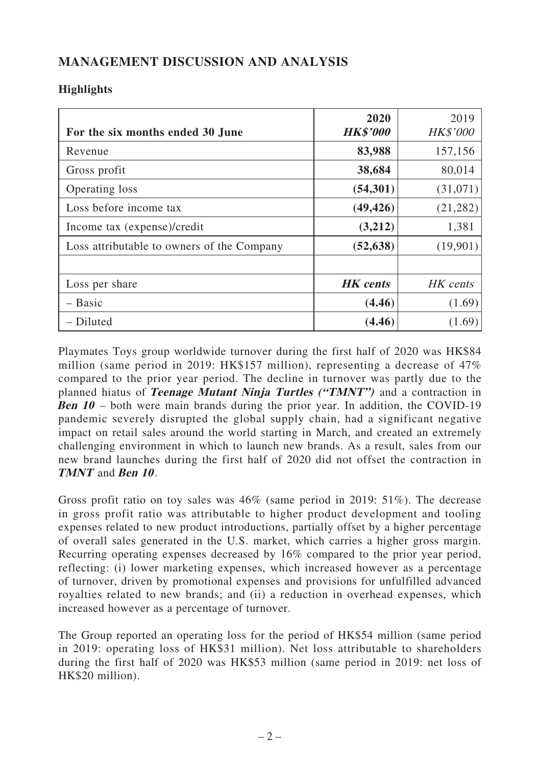## MANAGEMENT DISCUSSION AND ANALYSIS

### Highlights

| For the six months ended 30 June | **2020** ***HK$'000*** | 2019 *HK$'000* |
|---|---|---|
| Revenue | **83,988** | 157,156 |
| Gross profit | **38,684** | 80,014 |
| Operating loss | **(54,301)** | (31,071) |
| Loss before income tax | **(49,426)** | (21,282) |
| Income tax (expense)/credit | **(3,212)** | 1,381 |
| Loss attributable to owners of the Company | **(52,638)** | (19,901) |
| | | |
| Loss per share | ***HK cents*** | *HK cents* |
| – Basic | **(4.46)** | (1.69) |
| – Diluted | **(4.46)** | (1.69) |

Playmates Toys group worldwide turnover during the first half of 2020 was HK$84 million (same period in 2019: HK$157 million), representing a decrease of 47% compared to the prior year period. The decline in turnover was partly due to the planned hiatus of ***Teenage Mutant Ninja Turtles ("TMNT")*** and a contraction in ***Ben 10*** – both were main brands during the prior year. In addition, the COVID-19 pandemic severely disrupted the global supply chain, had a significant negative impact on retail sales around the world starting in March, and created an extremely challenging environment in which to launch new brands. As a result, sales from our new brand launches during the first half of 2020 did not offset the contraction in ***TMNT*** and ***Ben 10***.

Gross profit ratio on toy sales was 46% (same period in 2019: 51%). The decrease in gross profit ratio was attributable to higher product development and tooling expenses related to new product introductions, partially offset by a higher percentage of overall sales generated in the U.S. market, which carries a higher gross margin. Recurring operating expenses decreased by 16% compared to the prior year period, reflecting: (i) lower marketing expenses, which increased however as a percentage of turnover, driven by promotional expenses and provisions for unfulfilled advanced royalties related to new brands; and (ii) a reduction in overhead expenses, which increased however as a percentage of turnover.

The Group reported an operating loss for the period of HK$54 million (same period in 2019: operating loss of HK$31 million). Net loss attributable to shareholders during the first half of 2020 was HK$53 million (same period in 2019: net loss of HK$20 million).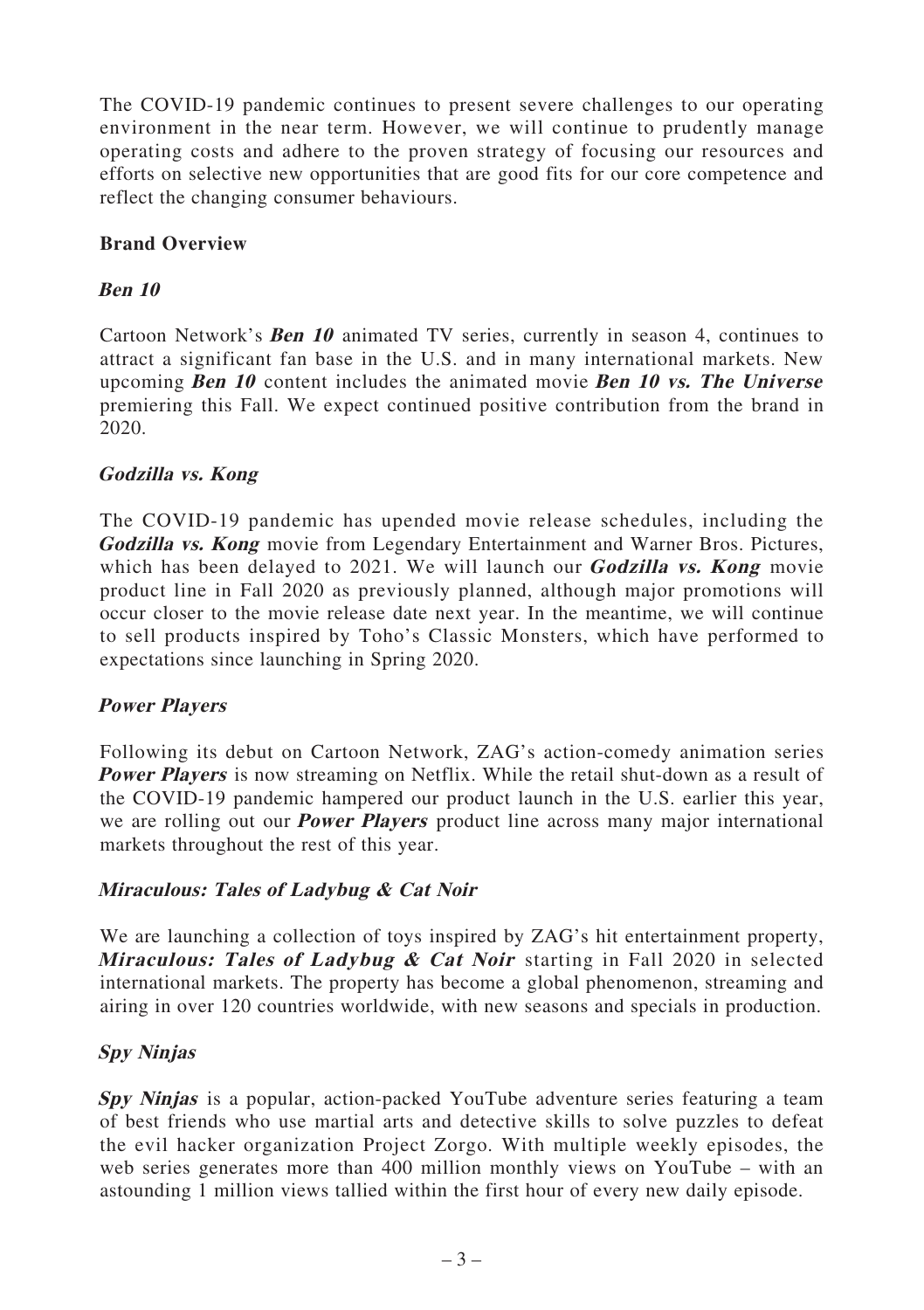The COVID-19 pandemic continues to present severe challenges to our operating environment in the near term. However, we will continue to prudently manage operating costs and adhere to the proven strategy of focusing our resources and efforts on selective new opportunities that are good fits for our core competence and reflect the changing consumer behaviours.

## Brand Overview

### *Ben 10*

Cartoon Network's ***Ben 10*** animated TV series, currently in season 4, continues to attract a significant fan base in the U.S. and in many international markets. New upcoming ***Ben 10*** content includes the animated movie ***Ben 10 vs. The Universe*** premiering this Fall. We expect continued positive contribution from the brand in 2020.

### *Godzilla vs. Kong*

The COVID-19 pandemic has upended movie release schedules, including the ***Godzilla vs. Kong*** movie from Legendary Entertainment and Warner Bros. Pictures, which has been delayed to 2021. We will launch our ***Godzilla vs. Kong*** movie product line in Fall 2020 as previously planned, although major promotions will occur closer to the movie release date next year. In the meantime, we will continue to sell products inspired by Toho's Classic Monsters, which have performed to expectations since launching in Spring 2020.

### *Power Players*

Following its debut on Cartoon Network, ZAG's action-comedy animation series ***Power Players*** is now streaming on Netflix. While the retail shut-down as a result of the COVID-19 pandemic hampered our product launch in the U.S. earlier this year, we are rolling out our ***Power Players*** product line across many major international markets throughout the rest of this year.

### *Miraculous: Tales of Ladybug & Cat Noir*

We are launching a collection of toys inspired by ZAG's hit entertainment property, ***Miraculous: Tales of Ladybug & Cat Noir*** starting in Fall 2020 in selected international markets. The property has become a global phenomenon, streaming and airing in over 120 countries worldwide, with new seasons and specials in production.

### *Spy Ninjas*

***Spy Ninjas*** is a popular, action-packed YouTube adventure series featuring a team of best friends who use martial arts and detective skills to solve puzzles to defeat the evil hacker organization Project Zorgo. With multiple weekly episodes, the web series generates more than 400 million monthly views on YouTube – with an astounding 1 million views tallied within the first hour of every new daily episode.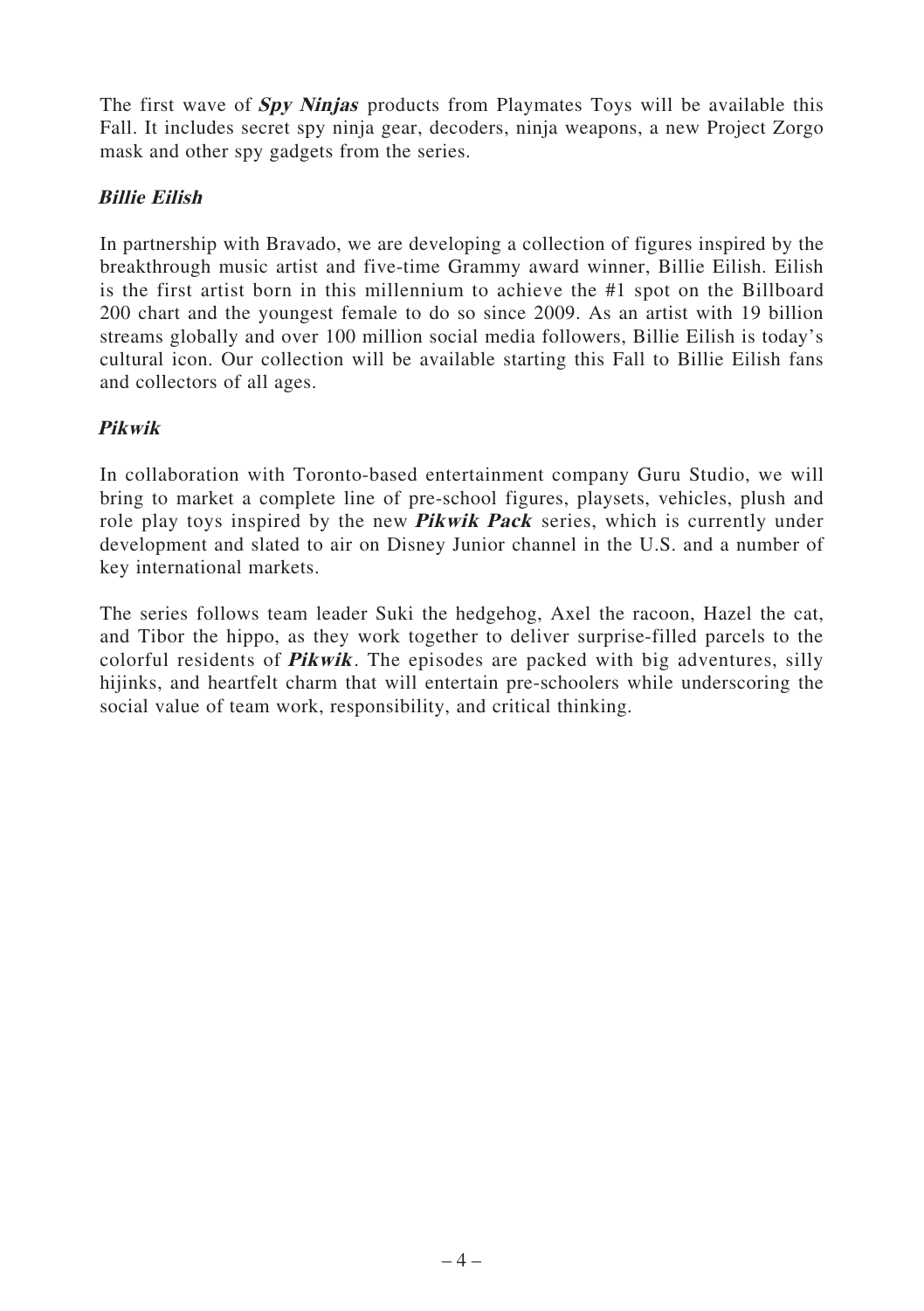The first wave of ***Spy Ninjas*** products from Playmates Toys will be available this Fall. It includes secret spy ninja gear, decoders, ninja weapons, a new Project Zorgo mask and other spy gadgets from the series.

***Billie Eilish***

In partnership with Bravado, we are developing a collection of figures inspired by the breakthrough music artist and five-time Grammy award winner, Billie Eilish. Eilish is the first artist born in this millennium to achieve the #1 spot on the Billboard 200 chart and the youngest female to do so since 2009. As an artist with 19 billion streams globally and over 100 million social media followers, Billie Eilish is today's cultural icon. Our collection will be available starting this Fall to Billie Eilish fans and collectors of all ages.

***Pikwik***

In collaboration with Toronto-based entertainment company Guru Studio, we will bring to market a complete line of pre-school figures, playsets, vehicles, plush and role play toys inspired by the new ***Pikwik Pack*** series, which is currently under development and slated to air on Disney Junior channel in the U.S. and a number of key international markets.

The series follows team leader Suki the hedgehog, Axel the racoon, Hazel the cat, and Tibor the hippo, as they work together to deliver surprise-filled parcels to the colorful residents of ***Pikwik***. The episodes are packed with big adventures, silly hijinks, and heartfelt charm that will entertain pre-schoolers while underscoring the social value of team work, responsibility, and critical thinking.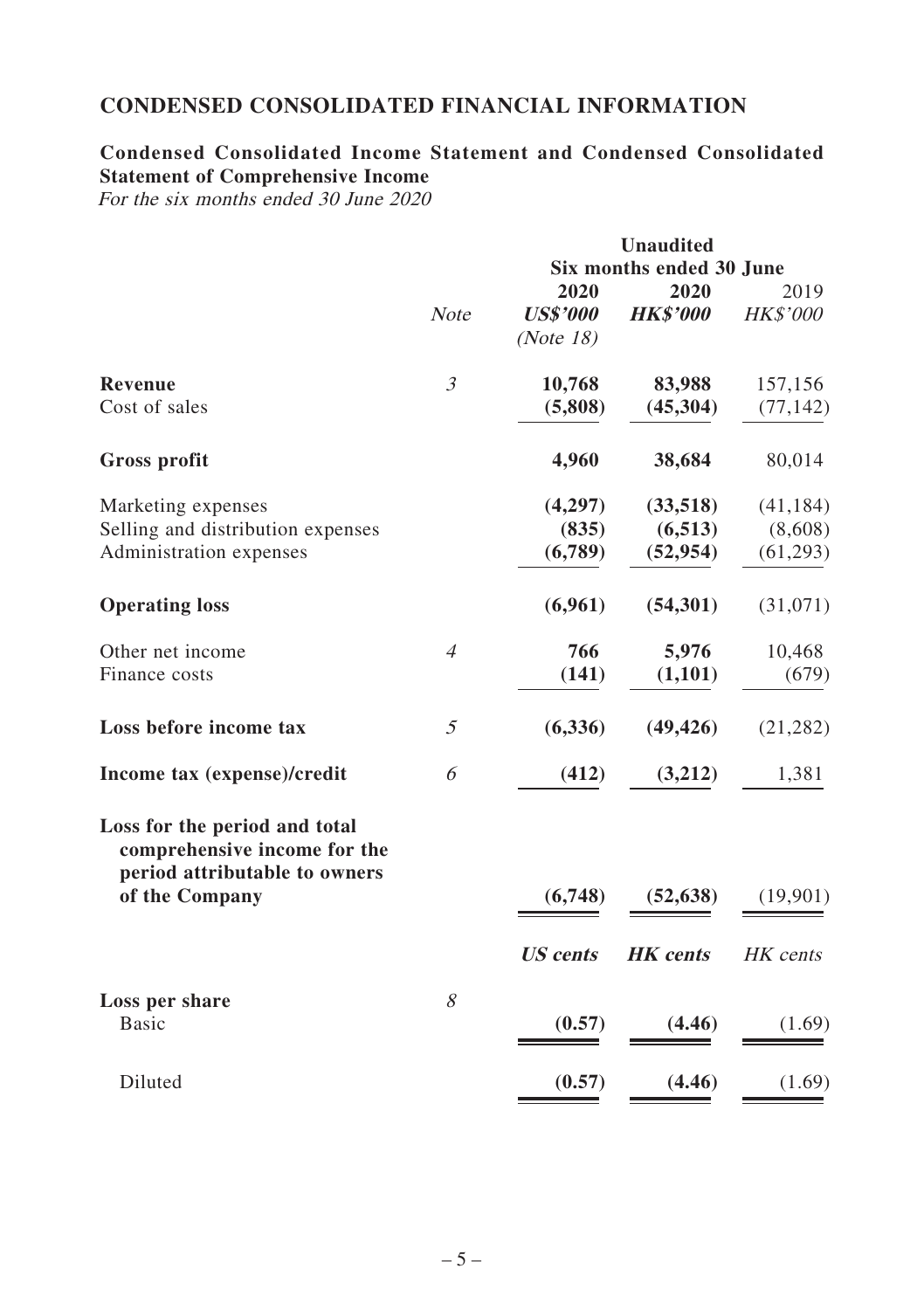# CONDENSED CONSOLIDATED FINANCIAL INFORMATION

## Condensed Consolidated Income Statement and Condensed Consolidated Statement of Comprehensive Income

*For the six months ended 30 June 2020*

| | | **Unaudited** | | |
|---|---|---|---|---|
| | | **Six months ended 30 June** | | |
| | | **2020** | **2020** | 2019 |
| | *Note* | ***US$'000*** | ***HK$'000*** | *HK$'000* |
| | | *(Note 18)* | | |
| **Revenue** | *3* | **10,768** | **83,988** | 157,156 |
| Cost of sales | | **(5,808)** | **(45,304)** | (77,142) |
| **Gross profit** | | **4,960** | **38,684** | 80,014 |
| Marketing expenses | | **(4,297)** | **(33,518)** | (41,184) |
| Selling and distribution expenses | | **(835)** | **(6,513)** | (8,608) |
| Administration expenses | | **(6,789)** | **(52,954)** | (61,293) |
| **Operating loss** | | **(6,961)** | **(54,301)** | (31,071) |
| Other net income | *4* | **766** | **5,976** | 10,468 |
| Finance costs | | **(141)** | **(1,101)** | (679) |
| **Loss before income tax** | *5* | **(6,336)** | **(49,426)** | (21,282) |
| **Income tax (expense)/credit** | *6* | **(412)** | **(3,212)** | 1,381 |
| **Loss for the period and total comprehensive income for the period attributable to owners of the Company** | | **(6,748)** | **(52,638)** | (19,901) |
| | | ***US cents*** | ***HK cents*** | *HK cents* |
| **Loss per share** | *8* | | | |
| Basic | | **(0.57)** | **(4.46)** | (1.69) |
| Diluted | | **(0.57)** | **(4.46)** | (1.69) |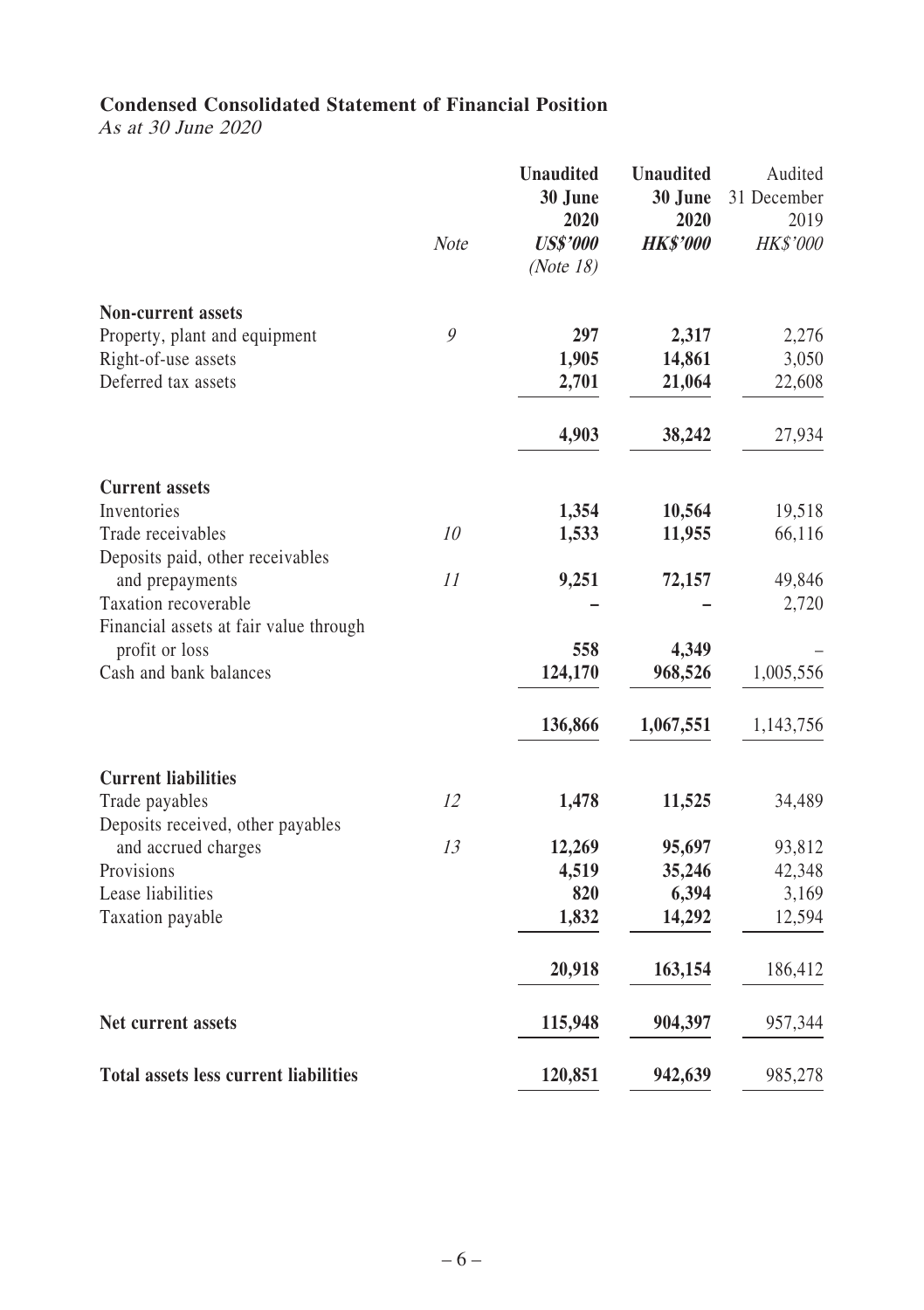## Condensed Consolidated Statement of Financial Position

*As at 30 June 2020*

| | Note | **Unaudited 30 June 2020 US$'000 (Note 18)** | **Unaudited 30 June 2020 HK$'000** | Audited 31 December 2019 HK$'000 |
|---|---|---|---|---|
| **Non-current assets** | | | | |
| Property, plant and equipment | 9 | **297** | **2,317** | 2,276 |
| Right-of-use assets | | **1,905** | **14,861** | 3,050 |
| Deferred tax assets | | **2,701** | **21,064** | 22,608 |
| | | **4,903** | **38,242** | 27,934 |
| **Current assets** | | | | |
| Inventories | | **1,354** | **10,564** | 19,518 |
| Trade receivables | 10 | **1,533** | **11,955** | 66,116 |
| Deposits paid, other receivables and prepayments | 11 | **9,251** | **72,157** | 49,846 |
| Taxation recoverable | | **–** | **–** | 2,720 |
| Financial assets at fair value through profit or loss | | **558** | **4,349** | – |
| Cash and bank balances | | **124,170** | **968,526** | 1,005,556 |
| | | **136,866** | **1,067,551** | 1,143,756 |
| **Current liabilities** | | | | |
| Trade payables | 12 | **1,478** | **11,525** | 34,489 |
| Deposits received, other payables and accrued charges | 13 | **12,269** | **95,697** | 93,812 |
| Provisions | | **4,519** | **35,246** | 42,348 |
| Lease liabilities | | **820** | **6,394** | 3,169 |
| Taxation payable | | **1,832** | **14,292** | 12,594 |
| | | **20,918** | **163,154** | 186,412 |
| **Net current assets** | | **115,948** | **904,397** | 957,344 |
| **Total assets less current liabilities** | | **120,851** | **942,639** | 985,278 |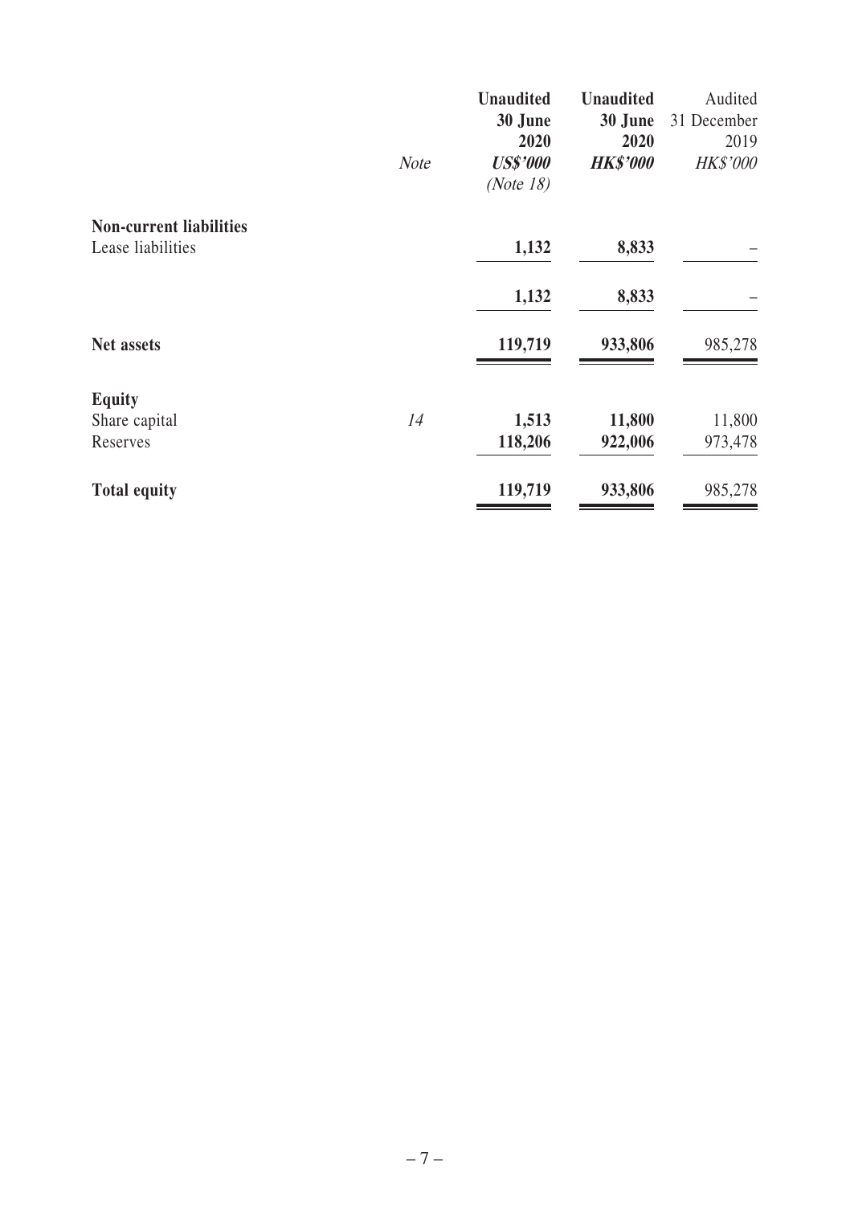| | Note | Unaudited 30 June 2020 US$'000 (Note 18) | Unaudited 30 June 2020 HK$'000 | Audited 31 December 2019 HK$'000 |
|---|---|---|---|---|
| **Non-current liabilities** | | | | |
| Lease liabilities | | **1,132** | **8,833** | – |
| | | **1,132** | **8,833** | – |
| **Net assets** | | **119,719** | **933,806** | 985,278 |
| **Equity** | | | | |
| Share capital | *14* | **1,513** | **11,800** | 11,800 |
| Reserves | | **118,206** | **922,006** | 973,478 |
| **Total equity** | | **119,719** | **933,806** | 985,278 |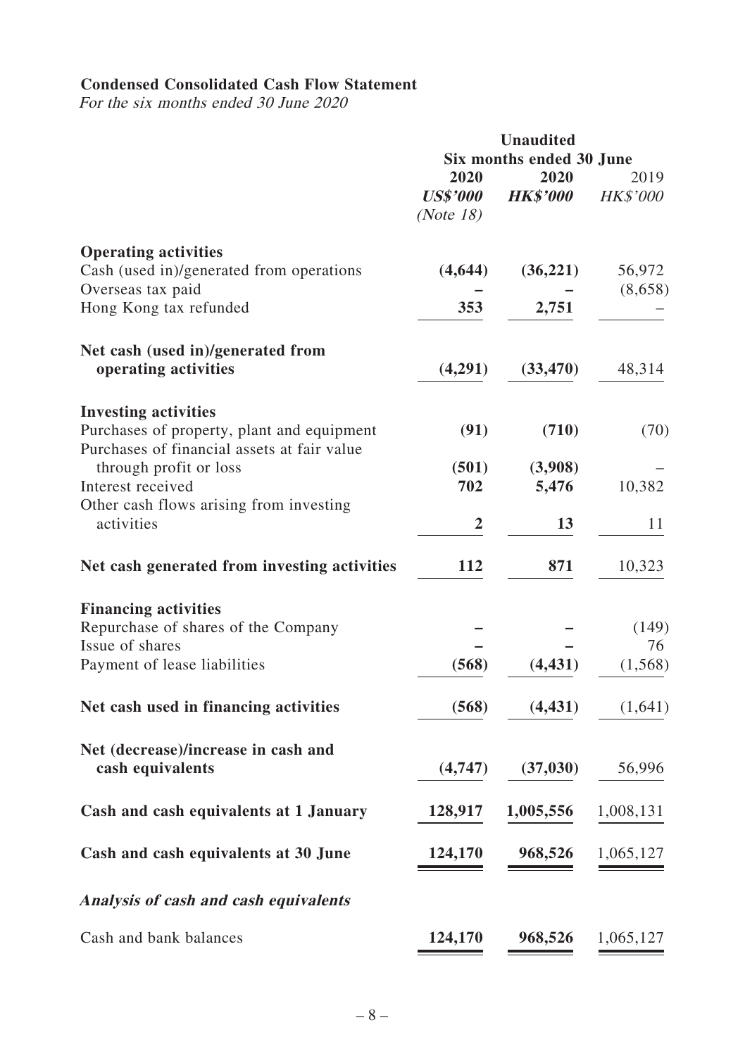**Condensed Consolidated Cash Flow Statement**

*For the six months ended 30 June 2020*

| | Unaudited | | |
|---|---|---|---|
| | Six months ended 30 June | | |
| | **2020** | **2020** | 2019 |
| | ***US$'000*** | ***HK$'000*** | *HK$'000* |
| | *(Note 18)* | | |
| **Operating activities** | | | |
| Cash (used in)/generated from operations | **(4,644)** | **(36,221)** | 56,972 |
| Overseas tax paid | **–** | **–** | (8,658) |
| Hong Kong tax refunded | **353** | **2,751** | – |
| **Net cash (used in)/generated from operating activities** | **(4,291)** | **(33,470)** | 48,314 |
| **Investing activities** | | | |
| Purchases of property, plant and equipment | **(91)** | **(710)** | (70) |
| Purchases of financial assets at fair value through profit or loss | **(501)** | **(3,908)** | – |
| Interest received | **702** | **5,476** | 10,382 |
| Other cash flows arising from investing activities | **2** | **13** | 11 |
| **Net cash generated from investing activities** | **112** | **871** | 10,323 |
| **Financing activities** | | | |
| Repurchase of shares of the Company | **–** | **–** | (149) |
| Issue of shares | **–** | **–** | 76 |
| Payment of lease liabilities | **(568)** | **(4,431)** | (1,568) |
| **Net cash used in financing activities** | **(568)** | **(4,431)** | (1,641) |
| **Net (decrease)/increase in cash and cash equivalents** | **(4,747)** | **(37,030)** | 56,996 |
| **Cash and cash equivalents at 1 January** | **128,917** | **1,005,556** | 1,008,131 |
| **Cash and cash equivalents at 30 June** | **124,170** | **968,526** | 1,065,127 |
| ***Analysis of cash and cash equivalents*** | | | |
| Cash and bank balances | **124,170** | **968,526** | 1,065,127 |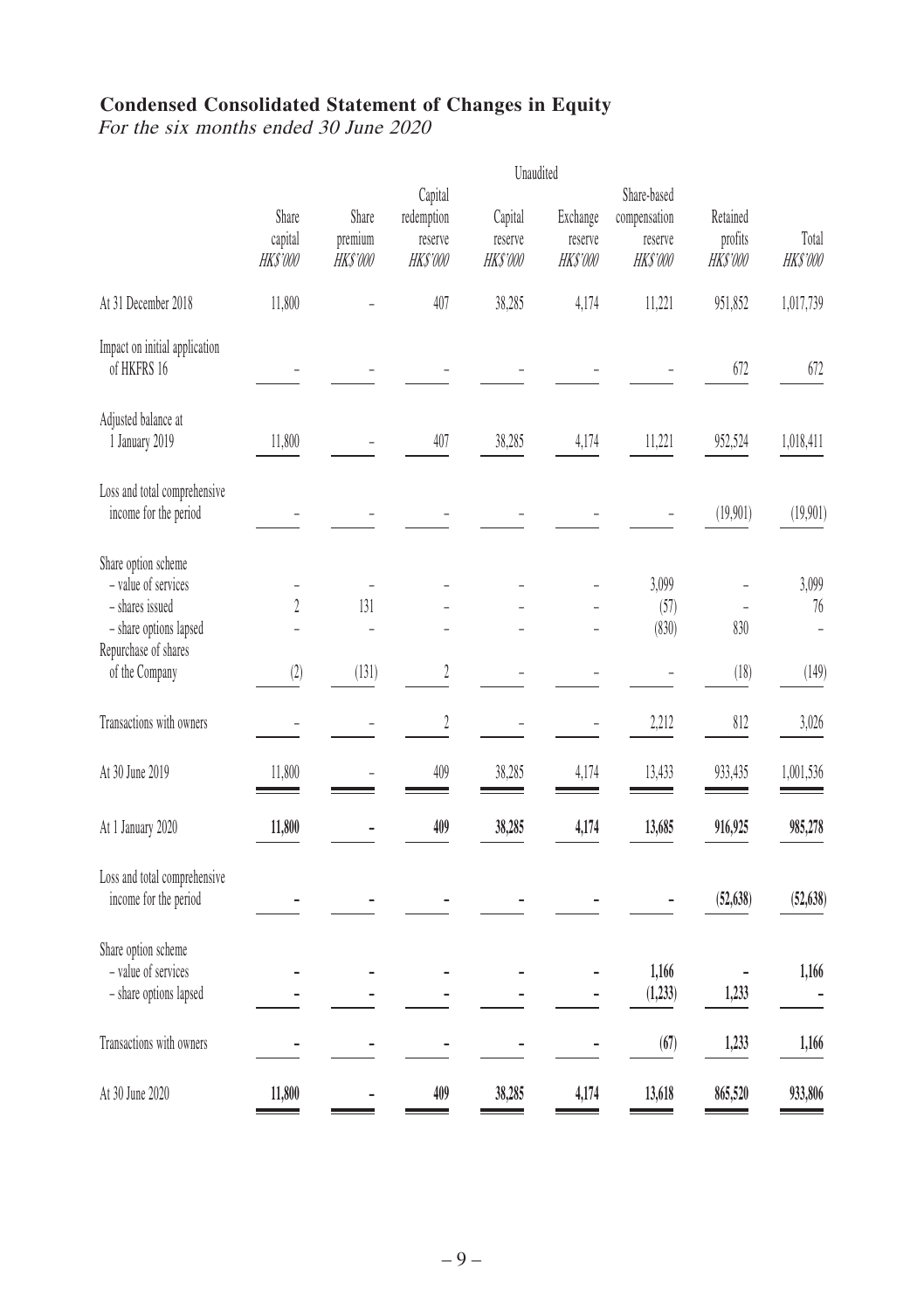## Condensed Consolidated Statement of Changes in Equity

*For the six months ended 30 June 2020*

| | Unaudited | | | | | | | |
|---|---|---|---|---|---|---|---|---|
| | Share capital *HK$'000* | Share premium *HK$'000* | Capital redemption reserve *HK$'000* | Capital reserve *HK$'000* | Exchange reserve *HK$'000* | Share-based compensation reserve *HK$'000* | Retained profits *HK$'000* | Total *HK$'000* |
| At 31 December 2018 | 11,800 | – | 407 | 38,285 | 4,174 | 11,221 | 951,852 | 1,017,739 |
| Impact on initial application of HKFRS 16 | – | – | – | – | – | – | 672 | 672 |
| Adjusted balance at 1 January 2019 | 11,800 | – | 407 | 38,285 | 4,174 | 11,221 | 952,524 | 1,018,411 |
| Loss and total comprehensive income for the period | – | – | – | – | – | – | (19,901) | (19,901) |
| Share option scheme | | | | | | | | |
| – value of services | – | – | – | – | – | 3,099 | – | 3,099 |
| – shares issued | 2 | 131 | – | – | – | (57) | – | 76 |
| – share options lapsed | – | – | – | – | – | (830) | 830 | – |
| Repurchase of shares of the Company | (2) | (131) | 2 | – | – | – | (18) | (149) |
| Transactions with owners | – | – | 2 | – | – | 2,212 | 812 | 3,026 |
| At 30 June 2019 | 11,800 | – | 409 | 38,285 | 4,174 | 13,433 | 933,435 | 1,001,536 |
| **At 1 January 2020** | **11,800** | **–** | **409** | **38,285** | **4,174** | **13,685** | **916,925** | **985,278** |
| Loss and total comprehensive income for the period | **–** | **–** | **–** | **–** | **–** | **–** | **(52,638)** | **(52,638)** |
| Share option scheme | | | | | | | | |
| – value of services | **–** | **–** | **–** | **–** | **–** | **1,166** | **–** | **1,166** |
| – share options lapsed | **–** | **–** | **–** | **–** | **–** | **(1,233)** | **1,233** | **–** |
| Transactions with owners | **–** | **–** | **–** | **–** | **–** | **(67)** | **1,233** | **1,166** |
| At 30 June 2020 | **11,800** | **–** | **409** | **38,285** | **4,174** | **13,618** | **865,520** | **933,806** |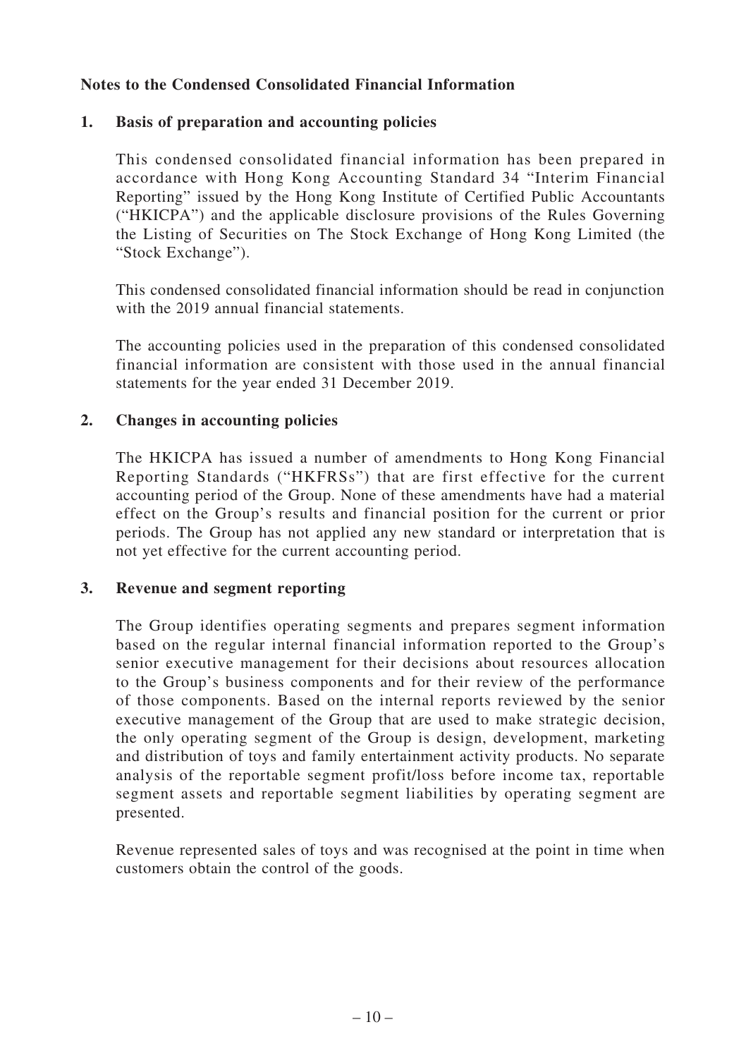## Notes to the Condensed Consolidated Financial Information

### 1. Basis of preparation and accounting policies

This condensed consolidated financial information has been prepared in accordance with Hong Kong Accounting Standard 34 "Interim Financial Reporting" issued by the Hong Kong Institute of Certified Public Accountants ("HKICPA") and the applicable disclosure provisions of the Rules Governing the Listing of Securities on The Stock Exchange of Hong Kong Limited (the "Stock Exchange").

This condensed consolidated financial information should be read in conjunction with the 2019 annual financial statements.

The accounting policies used in the preparation of this condensed consolidated financial information are consistent with those used in the annual financial statements for the year ended 31 December 2019.

### 2. Changes in accounting policies

The HKICPA has issued a number of amendments to Hong Kong Financial Reporting Standards ("HKFRSs") that are first effective for the current accounting period of the Group. None of these amendments have had a material effect on the Group's results and financial position for the current or prior periods. The Group has not applied any new standard or interpretation that is not yet effective for the current accounting period.

### 3. Revenue and segment reporting

The Group identifies operating segments and prepares segment information based on the regular internal financial information reported to the Group's senior executive management for their decisions about resources allocation to the Group's business components and for their review of the performance of those components. Based on the internal reports reviewed by the senior executive management of the Group that are used to make strategic decision, the only operating segment of the Group is design, development, marketing and distribution of toys and family entertainment activity products. No separate analysis of the reportable segment profit/loss before income tax, reportable segment assets and reportable segment liabilities by operating segment are presented.

Revenue represented sales of toys and was recognised at the point in time when customers obtain the control of the goods.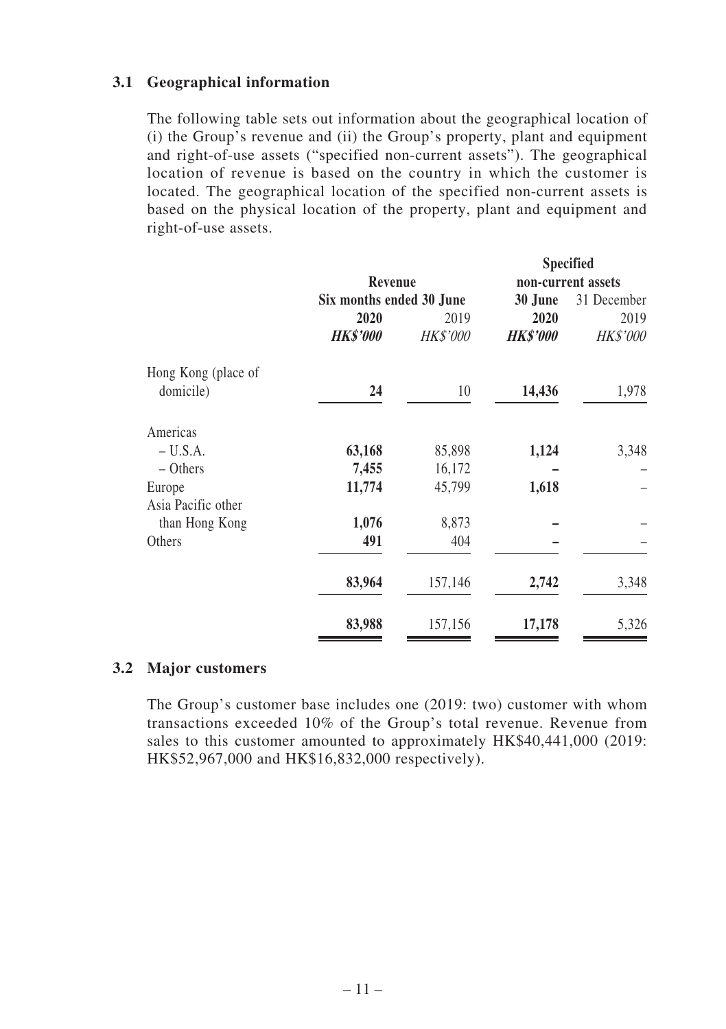### 3.1 Geographical information

The following table sets out information about the geographical location of (i) the Group's revenue and (ii) the Group's property, plant and equipment and right-of-use assets ("specified non-current assets"). The geographical location of revenue is based on the country in which the customer is located. The geographical location of the specified non-current assets is based on the physical location of the property, plant and equipment and right-of-use assets.

| | Revenue | | Specified non-current assets | |
|---|---|---|---|---|
| | Six months ended 30 June | | 30 June | 31 December |
| | **2020** | 2019 | **2020** | 2019 |
| | ***HK$'000*** | *HK$'000* | ***HK$'000*** | *HK$'000* |
| Hong Kong (place of domicile) | **24** | 10 | **14,436** | 1,978 |
| Americas | | | | |
| – U.S.A. | **63,168** | 85,898 | **1,124** | 3,348 |
| – Others | **7,455** | 16,172 | **–** | – |
| Europe | **11,774** | 45,799 | **1,618** | – |
| Asia Pacific other than Hong Kong | **1,076** | 8,873 | **–** | – |
| Others | **491** | 404 | **–** | – |
| | **83,964** | 157,146 | **2,742** | 3,348 |
| | **83,988** | 157,156 | **17,178** | 5,326 |

### 3.2 Major customers

The Group's customer base includes one (2019: two) customer with whom transactions exceeded 10% of the Group's total revenue. Revenue from sales to this customer amounted to approximately HK$40,441,000 (2019: HK$52,967,000 and HK$16,832,000 respectively).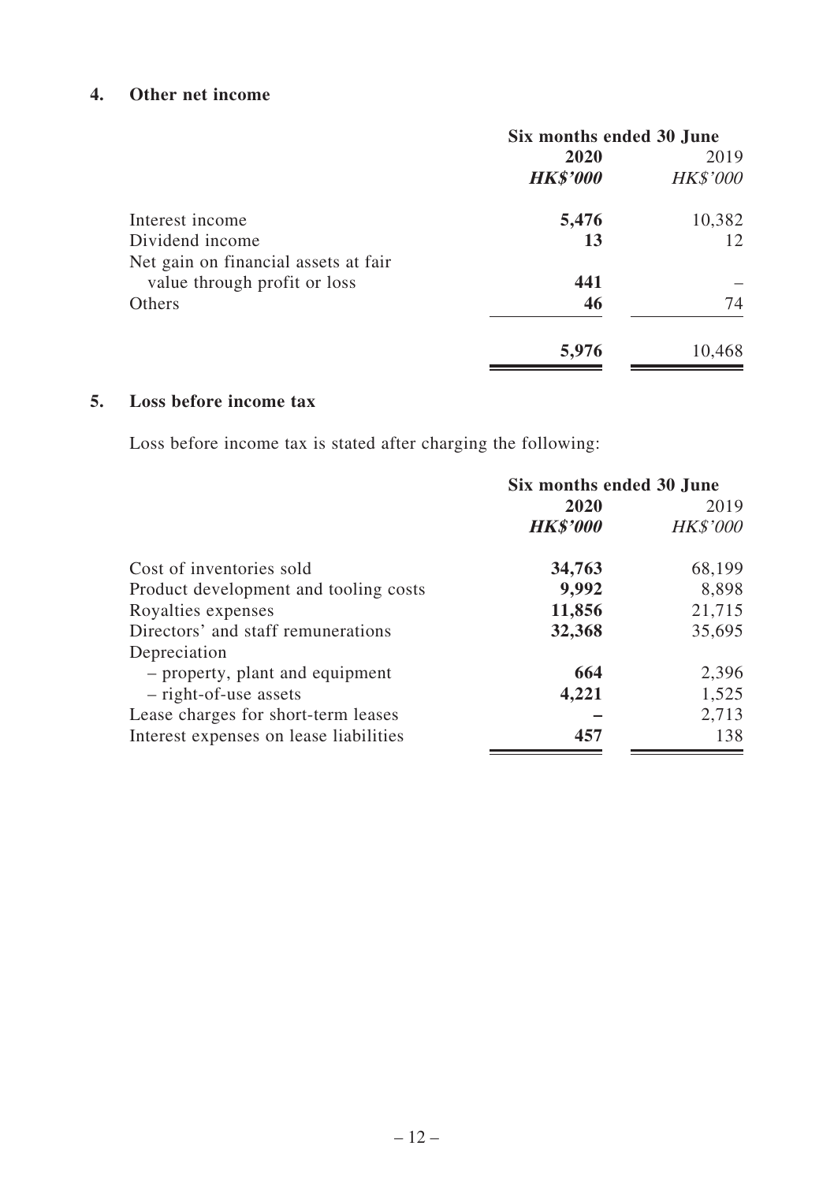## 4. Other net income

| | Six months ended 30 June | |
|---|---|---|
| | **2020** | 2019 |
| | ***HK$'000*** | *HK$'000* |
| Interest income | **5,476** | 10,382 |
| Dividend income | **13** | 12 |
| Net gain on financial assets at fair value through profit or loss | **441** | – |
| Others | **46** | 74 |
| | **5,976** | 10,468 |

## 5. Loss before income tax

Loss before income tax is stated after charging the following:

| | Six months ended 30 June | |
|---|---|---|
| | **2020** | 2019 |
| | ***HK$'000*** | *HK$'000* |
| Cost of inventories sold | **34,763** | 68,199 |
| Product development and tooling costs | **9,992** | 8,898 |
| Royalties expenses | **11,856** | 21,715 |
| Directors' and staff remunerations | **32,368** | 35,695 |
| Depreciation | | |
| – property, plant and equipment | **664** | 2,396 |
| – right-of-use assets | **4,221** | 1,525 |
| Lease charges for short-term leases | **–** | 2,713 |
| Interest expenses on lease liabilities | **457** | 138 |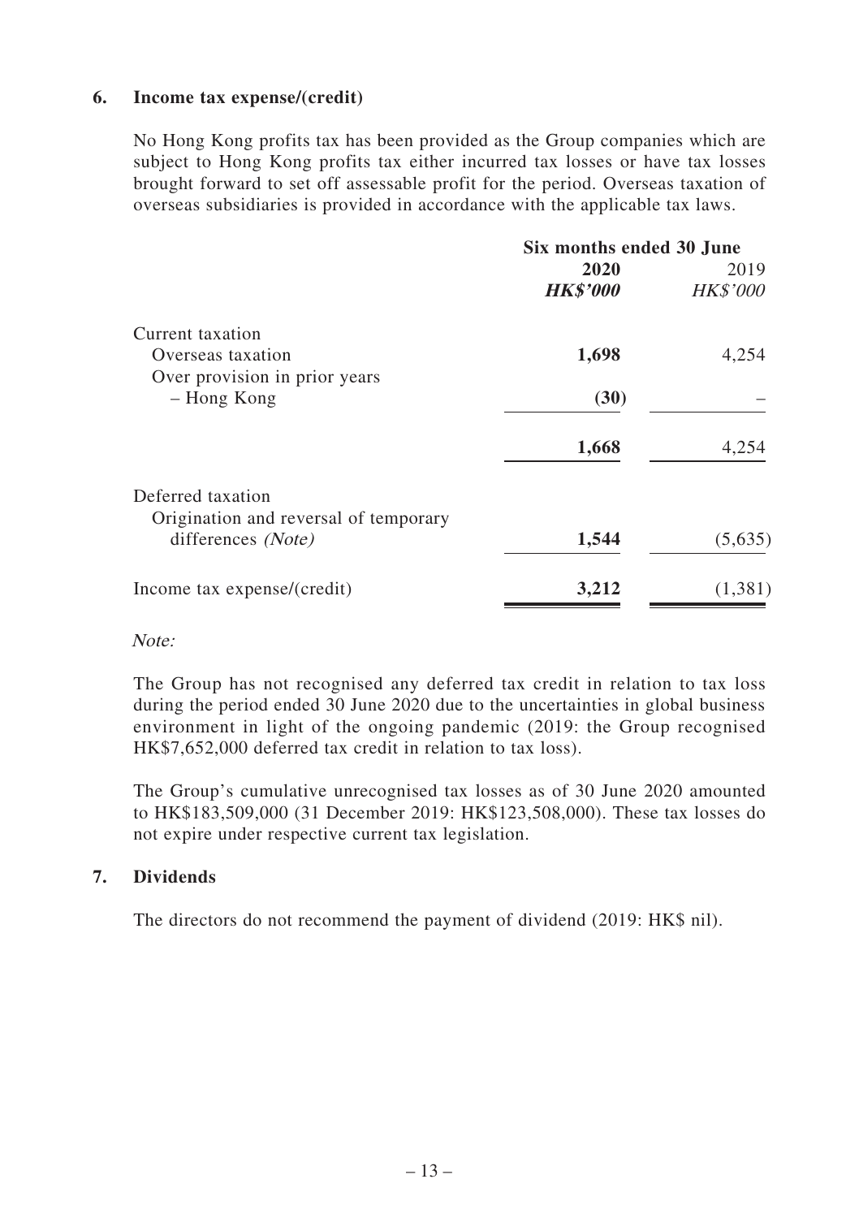## 6. Income tax expense/(credit)

No Hong Kong profits tax has been provided as the Group companies which are subject to Hong Kong profits tax either incurred tax losses or have tax losses brought forward to set off assessable profit for the period. Overseas taxation of overseas subsidiaries is provided in accordance with the applicable tax laws.

| | Six months ended 30 June | |
|---|---|---|
| | **2020** | 2019 |
| | ***HK$'000*** | *HK$'000* |
| Current taxation | | |
| Overseas taxation | **1,698** | 4,254 |
| Over provision in prior years | | |
| – Hong Kong | **(30)** | – |
| | **1,668** | 4,254 |
| Deferred taxation | | |
| Origination and reversal of temporary differences *(Note)* | **1,544** | (5,635) |
| Income tax expense/(credit) | **3,212** | (1,381) |

*Note:*

The Group has not recognised any deferred tax credit in relation to tax loss during the period ended 30 June 2020 due to the uncertainties in global business environment in light of the ongoing pandemic (2019: the Group recognised HK$7,652,000 deferred tax credit in relation to tax loss).

The Group's cumulative unrecognised tax losses as of 30 June 2020 amounted to HK$183,509,000 (31 December 2019: HK$123,508,000). These tax losses do not expire under respective current tax legislation.

## 7. Dividends

The directors do not recommend the payment of dividend (2019: HK$ nil).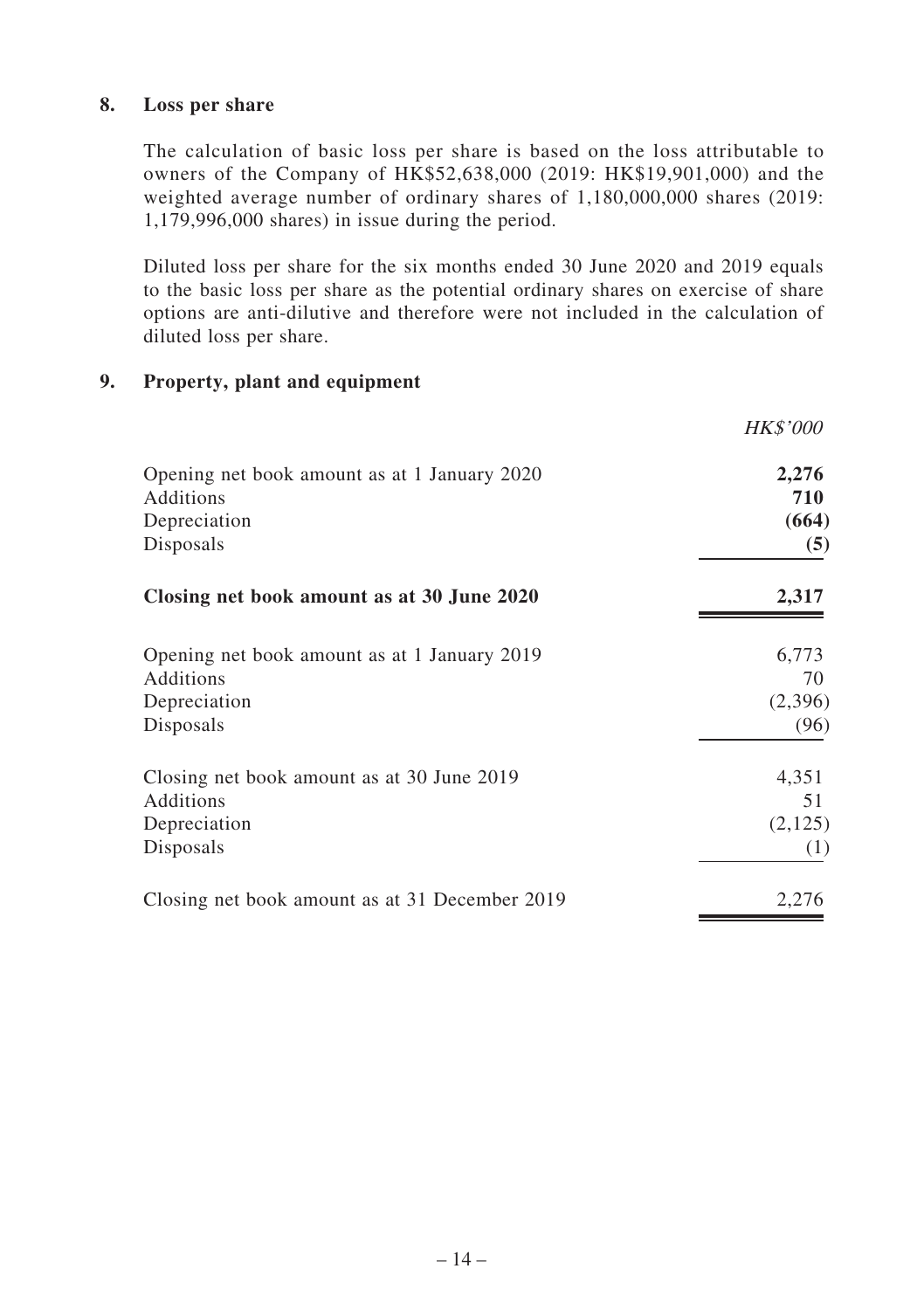## 8. Loss per share

The calculation of basic loss per share is based on the loss attributable to owners of the Company of HK$52,638,000 (2019: HK$19,901,000) and the weighted average number of ordinary shares of 1,180,000,000 shares (2019: 1,179,996,000 shares) in issue during the period.

Diluted loss per share for the six months ended 30 June 2020 and 2019 equals to the basic loss per share as the potential ordinary shares on exercise of share options are anti-dilutive and therefore were not included in the calculation of diluted loss per share.

## 9. Property, plant and equipment

| | *HK$'000* |
|---|---|
| Opening net book amount as at 1 January 2020 | **2,276** |
| Additions | **710** |
| Depreciation | **(664)** |
| Disposals | **(5)** |
| **Closing net book amount as at 30 June 2020** | **2,317** |
| Opening net book amount as at 1 January 2019 | 6,773 |
| Additions | 70 |
| Depreciation | (2,396) |
| Disposals | (96) |
| Closing net book amount as at 30 June 2019 | 4,351 |
| Additions | 51 |
| Depreciation | (2,125) |
| Disposals | (1) |
| Closing net book amount as at 31 December 2019 | 2,276 |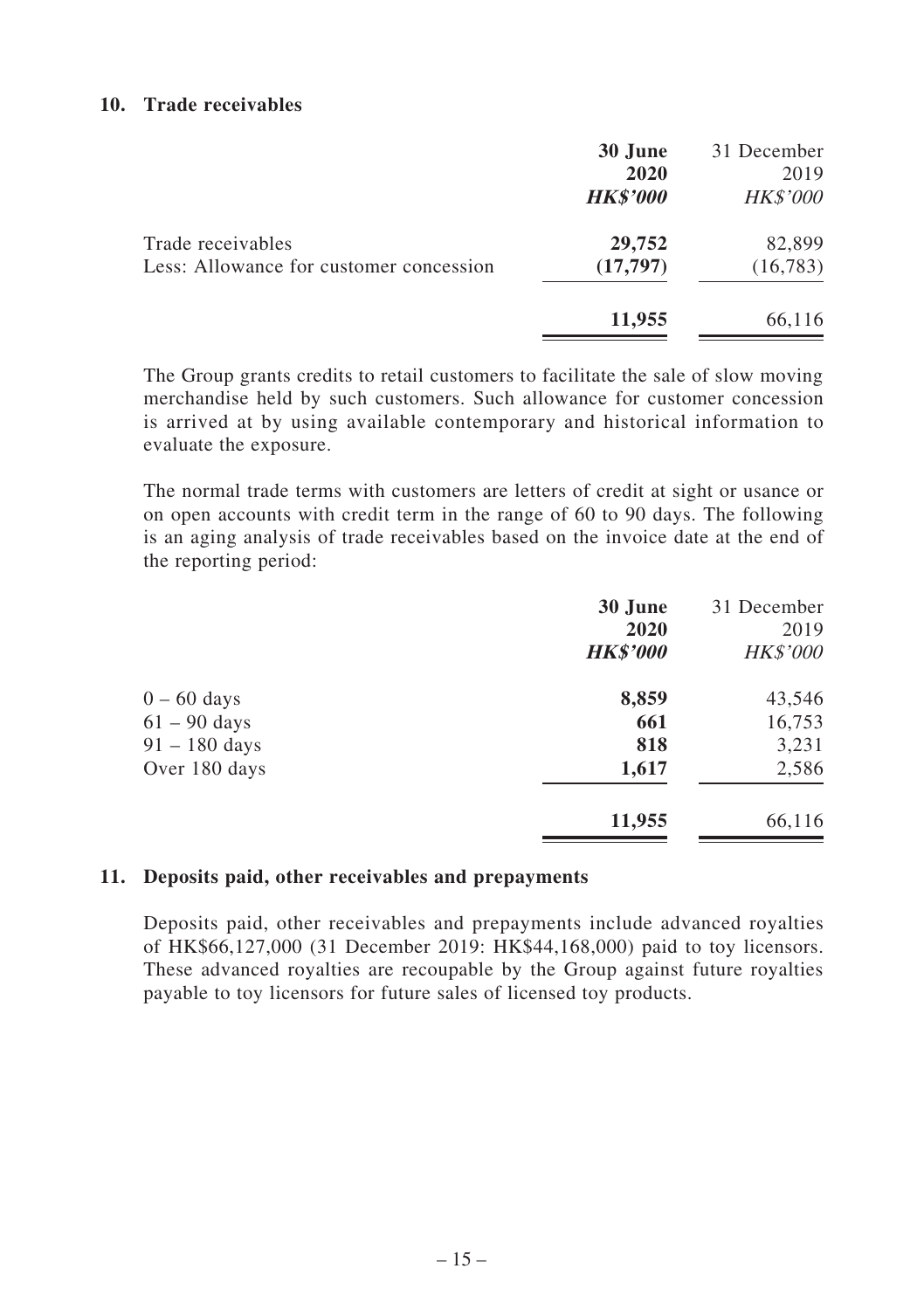## 10. Trade receivables

| | **30 June 2020** | 31 December 2019 |
|---|---|---|
| | ***HK$'000*** | *HK$'000* |
| Trade receivables | **29,752** | 82,899 |
| Less: Allowance for customer concession | **(17,797)** | (16,783) |
| | **11,955** | 66,116 |

The Group grants credits to retail customers to facilitate the sale of slow moving merchandise held by such customers. Such allowance for customer concession is arrived at by using available contemporary and historical information to evaluate the exposure.

The normal trade terms with customers are letters of credit at sight or usance or on open accounts with credit term in the range of 60 to 90 days. The following is an aging analysis of trade receivables based on the invoice date at the end of the reporting period:

| | **30 June 2020** | 31 December 2019 |
|---|---|---|
| | ***HK$'000*** | *HK$'000* |
| 0 – 60 days | **8,859** | 43,546 |
| 61 – 90 days | **661** | 16,753 |
| 91 – 180 days | **818** | 3,231 |
| Over 180 days | **1,617** | 2,586 |
| | **11,955** | 66,116 |

## 11. Deposits paid, other receivables and prepayments

Deposits paid, other receivables and prepayments include advanced royalties of HK$66,127,000 (31 December 2019: HK$44,168,000) paid to toy licensors. These advanced royalties are recoupable by the Group against future royalties payable to toy licensors for future sales of licensed toy products.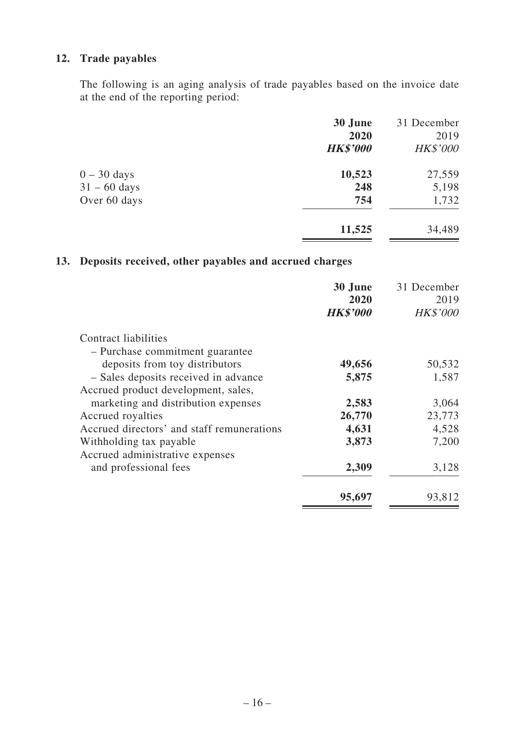## 12. Trade payables

The following is an aging analysis of trade payables based on the invoice date at the end of the reporting period:

| | **30 June 2020** | 31 December 2019 |
|---|---|---|
| | ***HK$'000*** | *HK$'000* |
| 0 – 30 days | **10,523** | 27,559 |
| 31 – 60 days | **248** | 5,198 |
| Over 60 days | **754** | 1,732 |
| | **11,525** | 34,489 |

## 13. Deposits received, other payables and accrued charges

| | **30 June 2020** | 31 December 2019 |
|---|---|---|
| | ***HK$'000*** | *HK$'000* |
| Contract liabilities | | |
| – Purchase commitment guarantee deposits from toy distributors | **49,656** | 50,532 |
| – Sales deposits received in advance | **5,875** | 1,587 |
| Accrued product development, sales, marketing and distribution expenses | **2,583** | 3,064 |
| Accrued royalties | **26,770** | 23,773 |
| Accrued directors' and staff remunerations | **4,631** | 4,528 |
| Withholding tax payable | **3,873** | 7,200 |
| Accrued administrative expenses and professional fees | **2,309** | 3,128 |
| | **95,697** | 93,812 |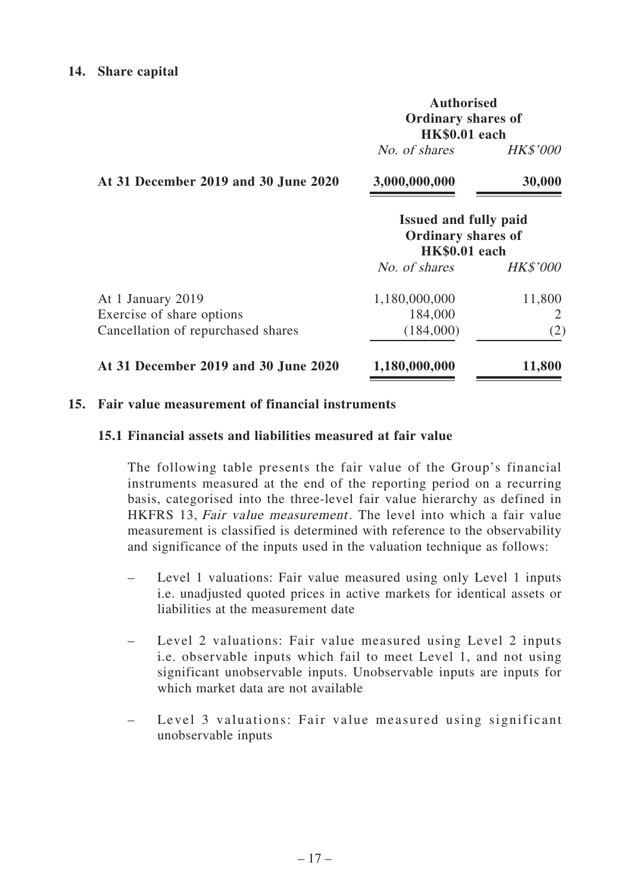## 14. Share capital

| | Authorised Ordinary shares of HK$0.01 each | |
|---|---|---|
| | *No. of shares* | *HK$'000* |
| **At 31 December 2019 and 30 June 2020** | **3,000,000,000** | **30,000** |

| | Issued and fully paid Ordinary shares of HK$0.01 each | |
|---|---|---|
| | *No. of shares* | *HK$'000* |
| At 1 January 2019 | 1,180,000,000 | 11,800 |
| Exercise of share options | 184,000 | 2 |
| Cancellation of repurchased shares | (184,000) | (2) |
| **At 31 December 2019 and 30 June 2020** | **1,180,000,000** | **11,800** |

## 15. Fair value measurement of financial instruments

### 15.1 Financial assets and liabilities measured at fair value

The following table presents the fair value of the Group's financial instruments measured at the end of the reporting period on a recurring basis, categorised into the three-level fair value hierarchy as defined in HKFRS 13, *Fair value measurement*. The level into which a fair value measurement is classified is determined with reference to the observability and significance of the inputs used in the valuation technique as follows:

- Level 1 valuations: Fair value measured using only Level 1 inputs i.e. unadjusted quoted prices in active markets for identical assets or liabilities at the measurement date
- Level 2 valuations: Fair value measured using Level 2 inputs i.e. observable inputs which fail to meet Level 1, and not using significant unobservable inputs. Unobservable inputs are inputs for which market data are not available
- Level 3 valuations: Fair value measured using significant unobservable inputs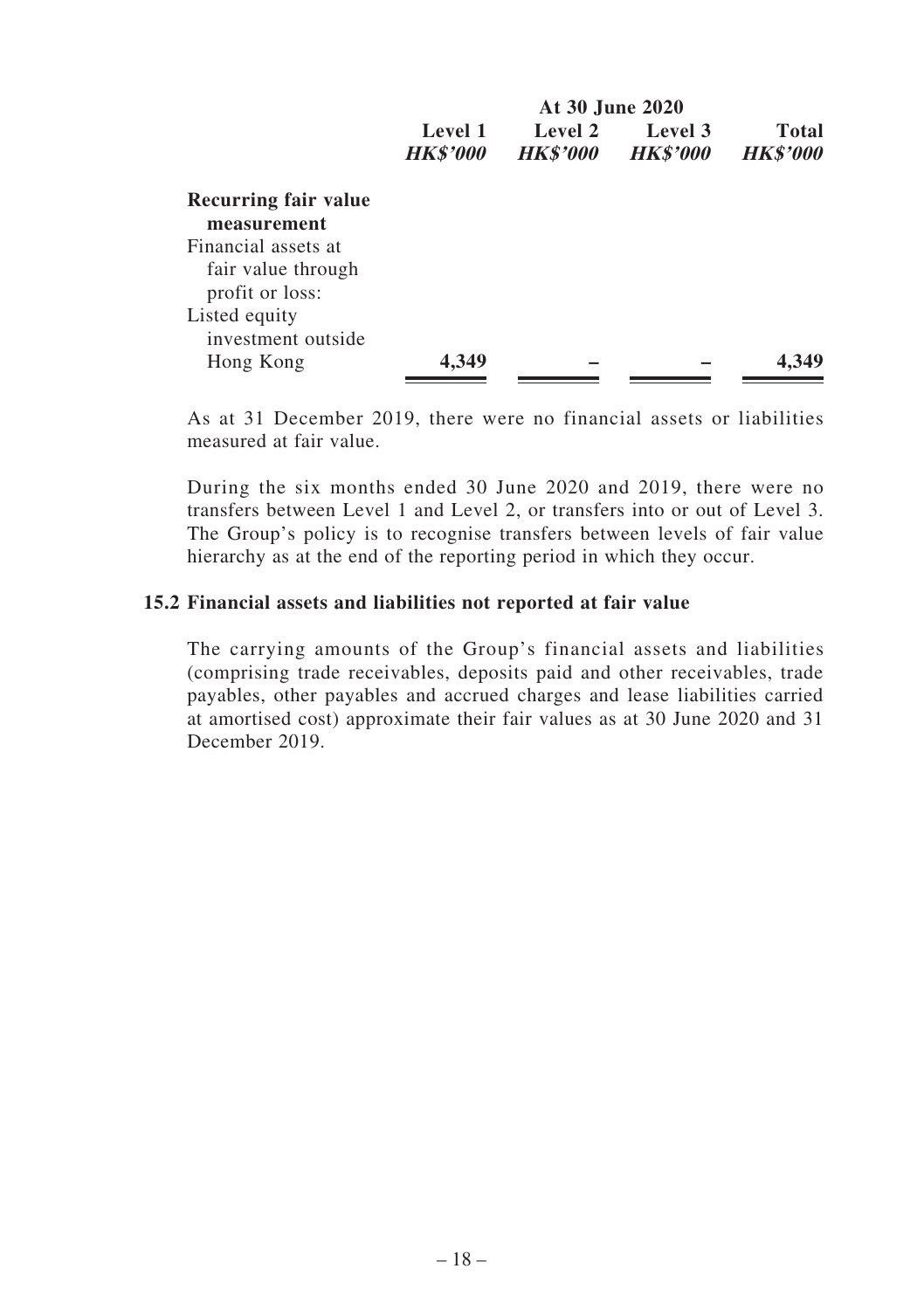| | At 30 June 2020 | | | |
|---|---|---|---|---|
| | **Level 1** | **Level 2** | **Level 3** | **Total** |
| | ***HK$'000*** | ***HK$'000*** | ***HK$'000*** | ***HK$'000*** |
| **Recurring fair value measurement** | | | | |
| Financial assets at fair value through profit or loss: | | | | |
| Listed equity investment outside Hong Kong | **4,349** | **–** | **–** | **4,349** |

As at 31 December 2019, there were no financial assets or liabilities measured at fair value.

During the six months ended 30 June 2020 and 2019, there were no transfers between Level 1 and Level 2, or transfers into or out of Level 3. The Group's policy is to recognise transfers between levels of fair value hierarchy as at the end of the reporting period in which they occur.

### 15.2 Financial assets and liabilities not reported at fair value

The carrying amounts of the Group's financial assets and liabilities (comprising trade receivables, deposits paid and other receivables, trade payables, other payables and accrued charges and lease liabilities carried at amortised cost) approximate their fair values as at 30 June 2020 and 31 December 2019.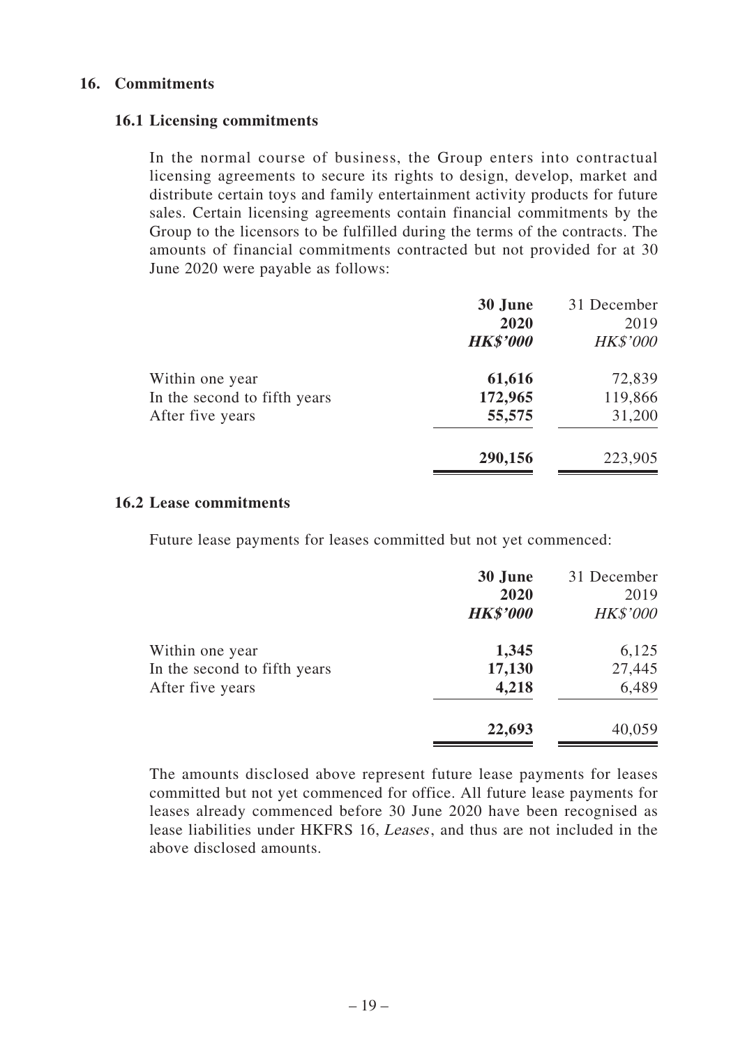## 16. Commitments

### 16.1 Licensing commitments

In the normal course of business, the Group enters into contractual licensing agreements to secure its rights to design, develop, market and distribute certain toys and family entertainment activity products for future sales. Certain licensing agreements contain financial commitments by the Group to the licensors to be fulfilled during the terms of the contracts. The amounts of financial commitments contracted but not provided for at 30 June 2020 were payable as follows:

| | **30 June 2020** | 31 December 2019 |
|---|---|---|
| | ***HK$'000*** | *HK$'000* |
| Within one year | **61,616** | 72,839 |
| In the second to fifth years | **172,965** | 119,866 |
| After five years | **55,575** | 31,200 |
| | **290,156** | 223,905 |

### 16.2 Lease commitments

Future lease payments for leases committed but not yet commenced:

| | **30 June 2020** | 31 December 2019 |
|---|---|---|
| | ***HK$'000*** | *HK$'000* |
| Within one year | **1,345** | 6,125 |
| In the second to fifth years | **17,130** | 27,445 |
| After five years | **4,218** | 6,489 |
| | **22,693** | 40,059 |

The amounts disclosed above represent future lease payments for leases committed but not yet commenced for office. All future lease payments for leases already commenced before 30 June 2020 have been recognised as lease liabilities under HKFRS 16, *Leases*, and thus are not included in the above disclosed amounts.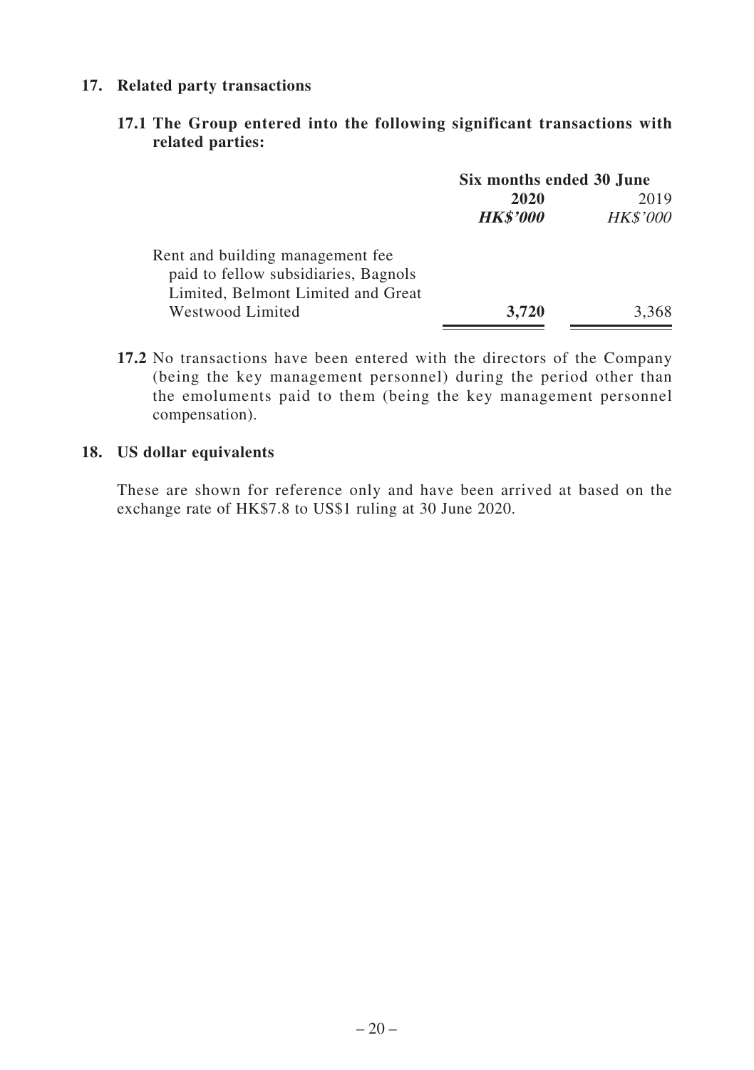## 17. Related party transactions

### 17.1 The Group entered into the following significant transactions with related parties:

| | Six months ended 30 June | |
|---|---|---|
| | **2020** | 2019 |
| | ***HK$'000*** | *HK$'000* |
| Rent and building management fee paid to fellow subsidiaries, Bagnols Limited, Belmont Limited and Great Westwood Limited | **3,720** | 3,368 |

**17.2** No transactions have been entered with the directors of the Company (being the key management personnel) during the period other than the emoluments paid to them (being the key management personnel compensation).

## 18. US dollar equivalents

These are shown for reference only and have been arrived at based on the exchange rate of HK$7.8 to US$1 ruling at 30 June 2020.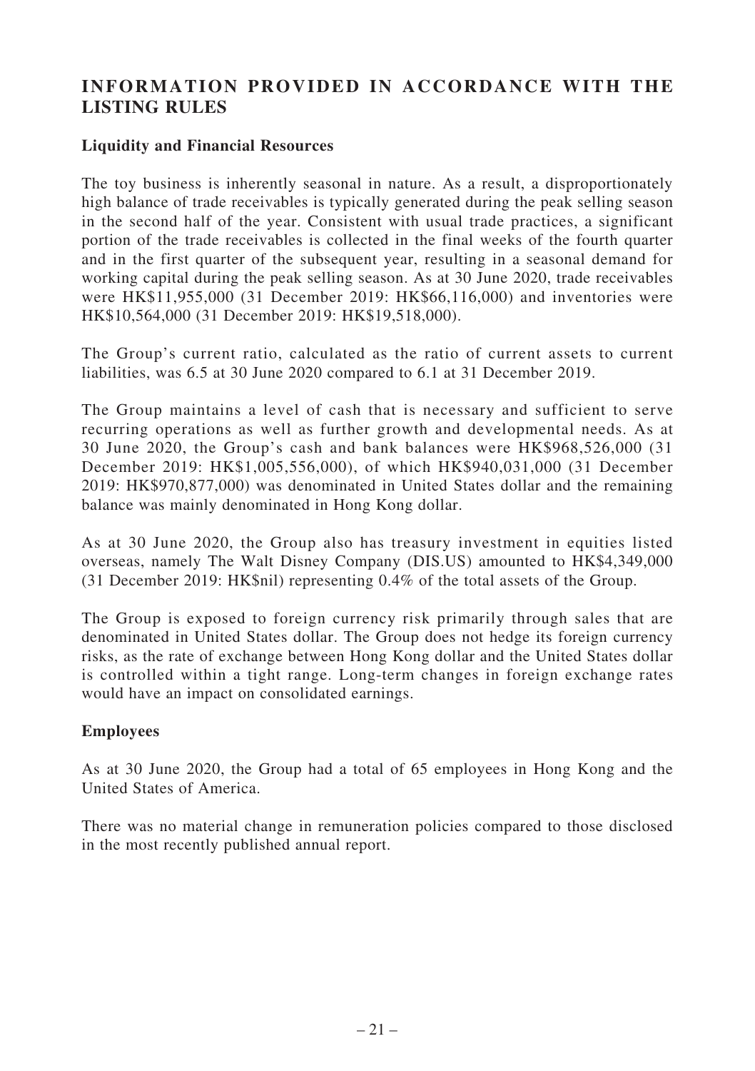## INFORMATION PROVIDED IN ACCORDANCE WITH THE LISTING RULES

### Liquidity and Financial Resources

The toy business is inherently seasonal in nature. As a result, a disproportionately high balance of trade receivables is typically generated during the peak selling season in the second half of the year. Consistent with usual trade practices, a significant portion of the trade receivables is collected in the final weeks of the fourth quarter and in the first quarter of the subsequent year, resulting in a seasonal demand for working capital during the peak selling season. As at 30 June 2020, trade receivables were HK$11,955,000 (31 December 2019: HK$66,116,000) and inventories were HK$10,564,000 (31 December 2019: HK$19,518,000).

The Group's current ratio, calculated as the ratio of current assets to current liabilities, was 6.5 at 30 June 2020 compared to 6.1 at 31 December 2019.

The Group maintains a level of cash that is necessary and sufficient to serve recurring operations as well as further growth and developmental needs. As at 30 June 2020, the Group's cash and bank balances were HK$968,526,000 (31 December 2019: HK$1,005,556,000), of which HK$940,031,000 (31 December 2019: HK$970,877,000) was denominated in United States dollar and the remaining balance was mainly denominated in Hong Kong dollar.

As at 30 June 2020, the Group also has treasury investment in equities listed overseas, namely The Walt Disney Company (DIS.US) amounted to HK$4,349,000 (31 December 2019: HK$nil) representing 0.4% of the total assets of the Group.

The Group is exposed to foreign currency risk primarily through sales that are denominated in United States dollar. The Group does not hedge its foreign currency risks, as the rate of exchange between Hong Kong dollar and the United States dollar is controlled within a tight range. Long-term changes in foreign exchange rates would have an impact on consolidated earnings.

### Employees

As at 30 June 2020, the Group had a total of 65 employees in Hong Kong and the United States of America.

There was no material change in remuneration policies compared to those disclosed in the most recently published annual report.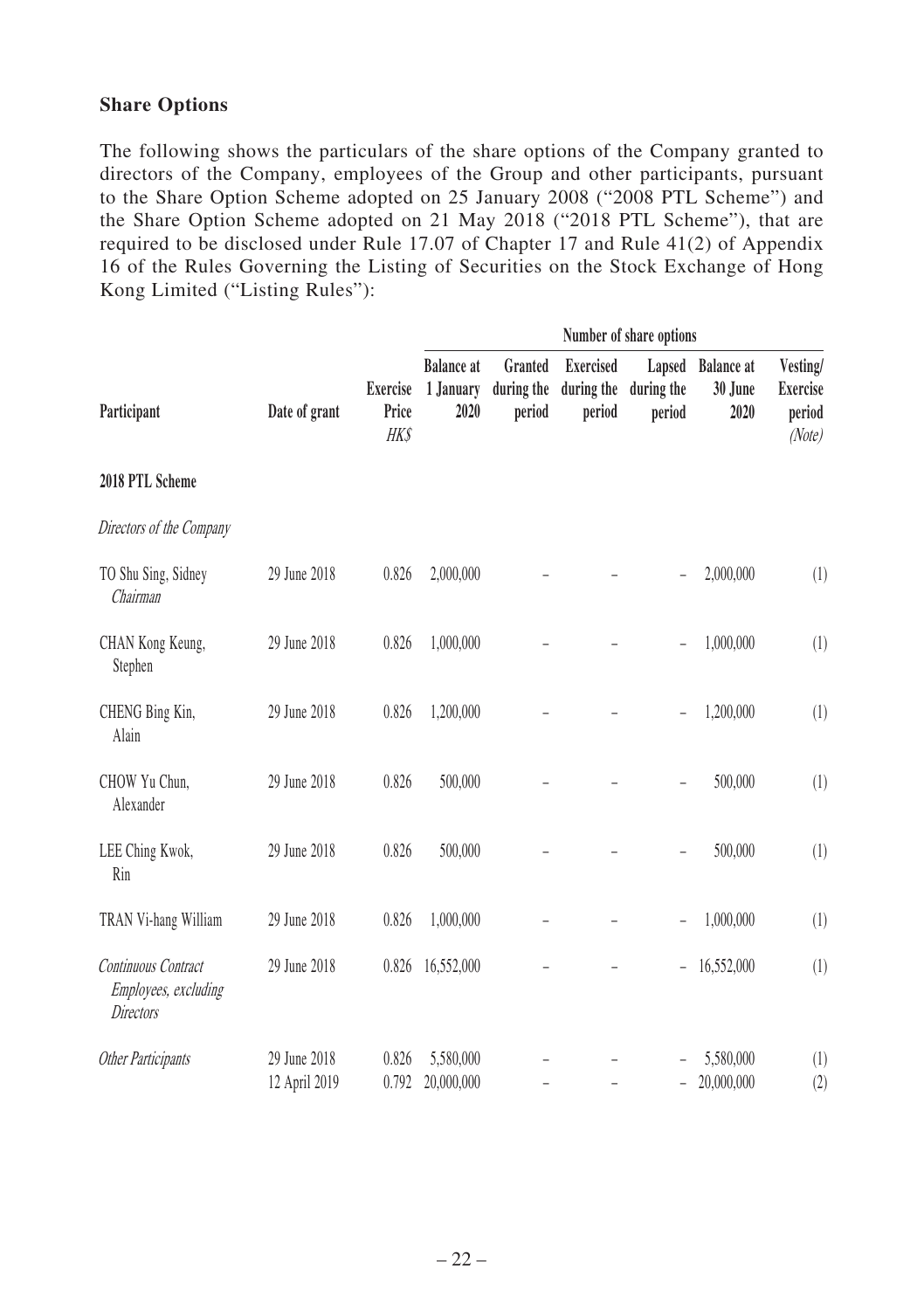**Share Options**

The following shows the particulars of the share options of the Company granted to directors of the Company, employees of the Group and other participants, pursuant to the Share Option Scheme adopted on 25 January 2008 ("2008 PTL Scheme") and the Share Option Scheme adopted on 21 May 2018 ("2018 PTL Scheme"), that are required to be disclosed under Rule 17.07 of Chapter 17 and Rule 41(2) of Appendix 16 of the Rules Governing the Listing of Securities on the Stock Exchange of Hong Kong Limited ("Listing Rules"):

| | | | Number of share options | | | | | |
|---|---|---|---|---|---|---|---|---|
| **Participant** | **Date of grant** | **Exercise Price** *HK$* | **Balance at 1 January 2020** | **Granted during the period** | **Exercised during the period** | **Lapsed during the period** | **Balance at 30 June 2020** | **Vesting/ Exercise period** *(Note)* |
| **2018 PTL Scheme** | | | | | | | | |
| *Directors of the Company* | | | | | | | | |
| TO Shu Sing, Sidney *Chairman* | 29 June 2018 | 0.826 | 2,000,000 | – | – | – | 2,000,000 | (1) |
| CHAN Kong Keung, Stephen | 29 June 2018 | 0.826 | 1,000,000 | – | – | – | 1,000,000 | (1) |
| CHENG Bing Kin, Alain | 29 June 2018 | 0.826 | 1,200,000 | – | – | – | 1,200,000 | (1) |
| CHOW Yu Chun, Alexander | 29 June 2018 | 0.826 | 500,000 | – | – | – | 500,000 | (1) |
| LEE Ching Kwok, Rin | 29 June 2018 | 0.826 | 500,000 | – | – | – | 500,000 | (1) |
| TRAN Vi-hang William | 29 June 2018 | 0.826 | 1,000,000 | – | – | – | 1,000,000 | (1) |
| *Continuous Contract Employees, excluding Directors* | 29 June 2018 | 0.826 | 16,552,000 | – | – | – | 16,552,000 | (1) |
| *Other Participants* | 29 June 2018 | 0.826 | 5,580,000 | – | – | – | 5,580,000 | (1) |
| | 12 April 2019 | 0.792 | 20,000,000 | – | – | – | 20,000,000 | (2) |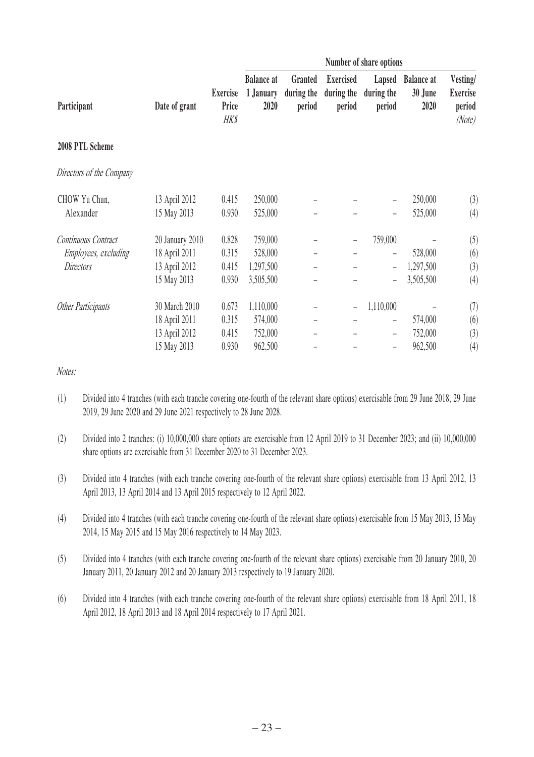| Participant | Date of grant | Exercise Price HK$ | Number of share options | | | | | Vesting/ Exercise period (Note) |
|---|---|---|---|---|---|---|---|---|
| | | | Balance at 1 January 2020 | Granted during the period | Exercised during the period | Lapsed during the period | Balance at 30 June 2020 | |
| **2008 PTL Scheme** | | | | | | | | |
| *Directors of the Company* | | | | | | | | |
| CHOW Yu Chun, Alexander | 13 April 2012 | 0.415 | 250,000 | – | – | – | 250,000 | (3) |
| | 15 May 2013 | 0.930 | 525,000 | – | – | – | 525,000 | (4) |
| *Continuous Contract Employees, excluding Directors* | 20 January 2010 | 0.828 | 759,000 | – | – | 759,000 | – | (5) |
| | 18 April 2011 | 0.315 | 528,000 | – | – | – | 528,000 | (6) |
| | 13 April 2012 | 0.415 | 1,297,500 | – | – | – | 1,297,500 | (3) |
| | 15 May 2013 | 0.930 | 3,505,500 | – | – | – | 3,505,500 | (4) |
| *Other Participants* | 30 March 2010 | 0.673 | 1,110,000 | – | – | 1,110,000 | – | (7) |
| | 18 April 2011 | 0.315 | 574,000 | – | – | – | 574,000 | (6) |
| | 13 April 2012 | 0.415 | 752,000 | – | – | – | 752,000 | (3) |
| | 15 May 2013 | 0.930 | 962,500 | – | – | – | 962,500 | (4) |

*Notes:*

(1) Divided into 4 tranches (with each tranche covering one-fourth of the relevant share options) exercisable from 29 June 2018, 29 June 2019, 29 June 2020 and 29 June 2021 respectively to 28 June 2028.

(2) Divided into 2 tranches: (i) 10,000,000 share options are exercisable from 12 April 2019 to 31 December 2023; and (ii) 10,000,000 share options are exercisable from 31 December 2020 to 31 December 2023.

(3) Divided into 4 tranches (with each tranche covering one-fourth of the relevant share options) exercisable from 13 April 2012, 13 April 2013, 13 April 2014 and 13 April 2015 respectively to 12 April 2022.

(4) Divided into 4 tranches (with each tranche covering one-fourth of the relevant share options) exercisable from 15 May 2013, 15 May 2014, 15 May 2015 and 15 May 2016 respectively to 14 May 2023.

(5) Divided into 4 tranches (with each tranche covering one-fourth of the relevant share options) exercisable from 20 January 2010, 20 January 2011, 20 January 2012 and 20 January 2013 respectively to 19 January 2020.

(6) Divided into 4 tranches (with each tranche covering one-fourth of the relevant share options) exercisable from 18 April 2011, 18 April 2012, 18 April 2013 and 18 April 2014 respectively to 17 April 2021.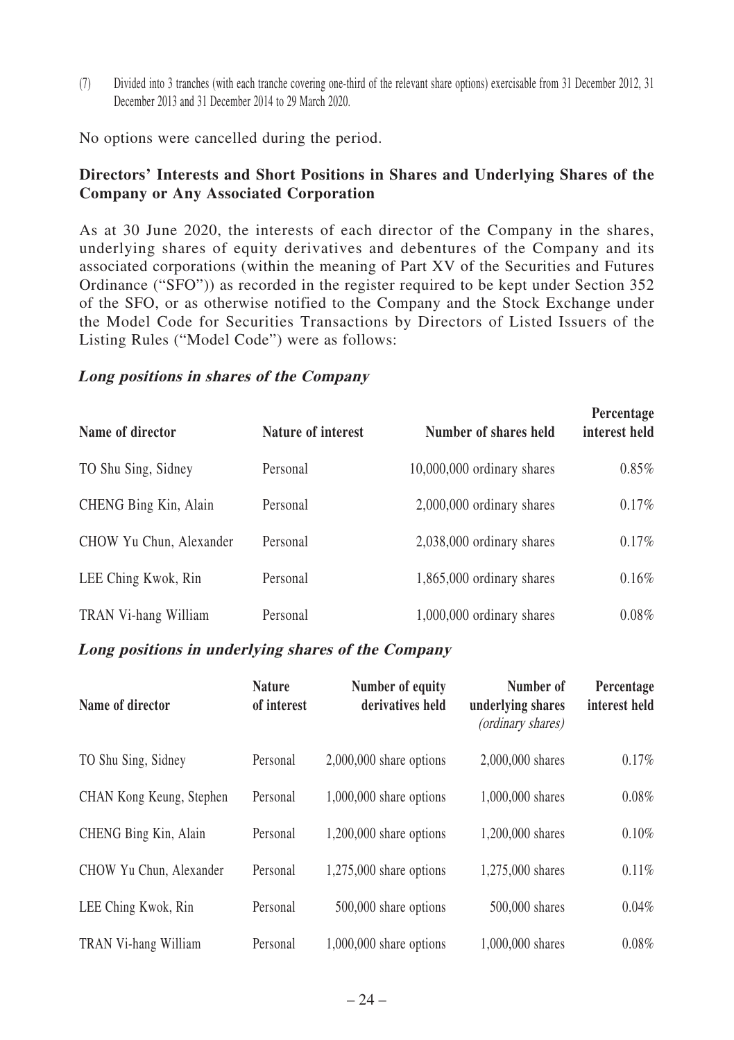(7) Divided into 3 tranches (with each tranche covering one-third of the relevant share options) exercisable from 31 December 2012, 31 December 2013 and 31 December 2014 to 29 March 2020.

No options were cancelled during the period.

### Directors' Interests and Short Positions in Shares and Underlying Shares of the Company or Any Associated Corporation

As at 30 June 2020, the interests of each director of the Company in the shares, underlying shares of equity derivatives and debentures of the Company and its associated corporations (within the meaning of Part XV of the Securities and Futures Ordinance ("SFO")) as recorded in the register required to be kept under Section 352 of the SFO, or as otherwise notified to the Company and the Stock Exchange under the Model Code for Securities Transactions by Directors of Listed Issuers of the Listing Rules ("Model Code") were as follows:

#### *Long positions in shares of the Company*

| Name of director | Nature of interest | Number of shares held | Percentage interest held |
|---|---|---|---|
| TO Shu Sing, Sidney | Personal | 10,000,000 ordinary shares | 0.85% |
| CHENG Bing Kin, Alain | Personal | 2,000,000 ordinary shares | 0.17% |
| CHOW Yu Chun, Alexander | Personal | 2,038,000 ordinary shares | 0.17% |
| LEE Ching Kwok, Rin | Personal | 1,865,000 ordinary shares | 0.16% |
| TRAN Vi-hang William | Personal | 1,000,000 ordinary shares | 0.08% |

#### *Long positions in underlying shares of the Company*

| Name of director | Nature of interest | Number of equity derivatives held | Number of underlying shares *(ordinary shares)* | Percentage interest held |
|---|---|---|---|---|
| TO Shu Sing, Sidney | Personal | 2,000,000 share options | 2,000,000 shares | 0.17% |
| CHAN Kong Keung, Stephen | Personal | 1,000,000 share options | 1,000,000 shares | 0.08% |
| CHENG Bing Kin, Alain | Personal | 1,200,000 share options | 1,200,000 shares | 0.10% |
| CHOW Yu Chun, Alexander | Personal | 1,275,000 share options | 1,275,000 shares | 0.11% |
| LEE Ching Kwok, Rin | Personal | 500,000 share options | 500,000 shares | 0.04% |
| TRAN Vi-hang William | Personal | 1,000,000 share options | 1,000,000 shares | 0.08% |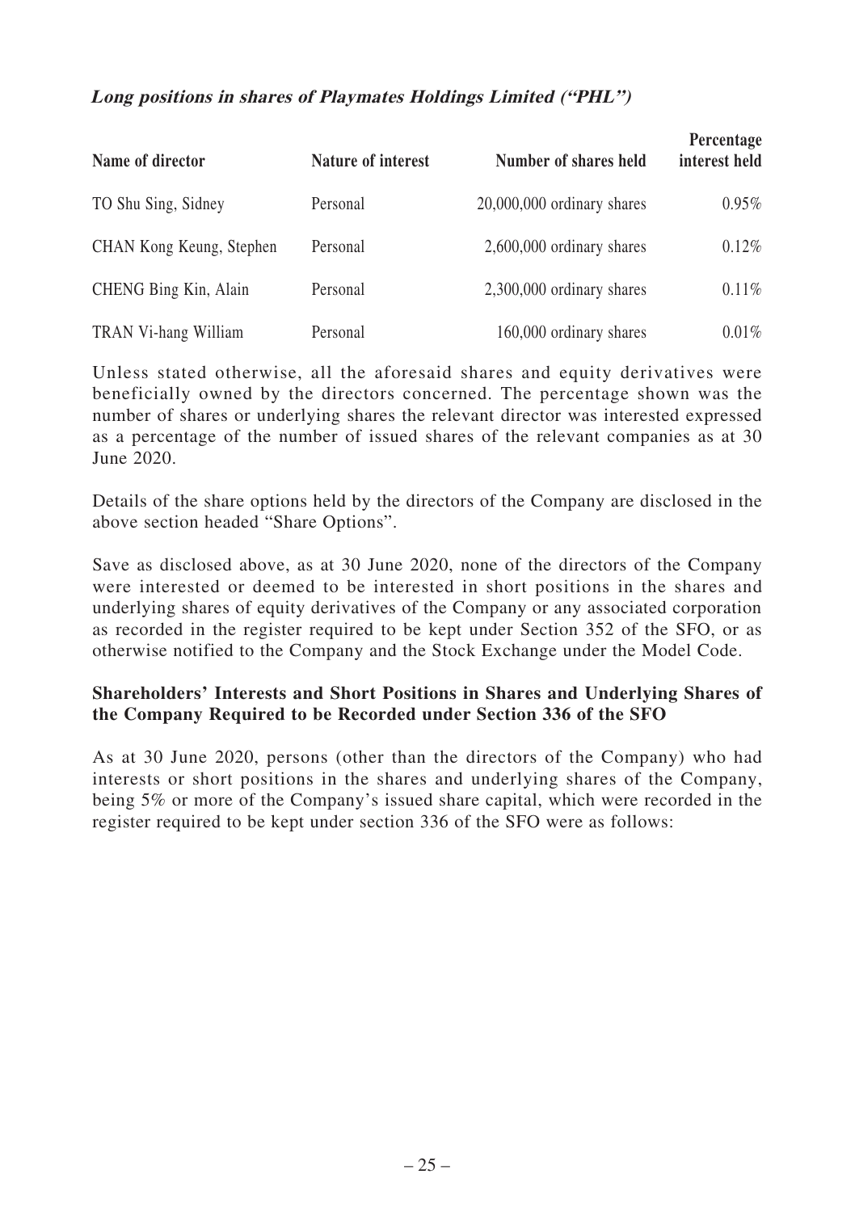***Long positions in shares of Playmates Holdings Limited ("PHL")***

| Name of director | Nature of interest | Number of shares held | Percentage interest held |
|---|---|---|---|
| TO Shu Sing, Sidney | Personal | 20,000,000 ordinary shares | 0.95% |
| CHAN Kong Keung, Stephen | Personal | 2,600,000 ordinary shares | 0.12% |
| CHENG Bing Kin, Alain | Personal | 2,300,000 ordinary shares | 0.11% |
| TRAN Vi-hang William | Personal | 160,000 ordinary shares | 0.01% |

Unless stated otherwise, all the aforesaid shares and equity derivatives were beneficially owned by the directors concerned. The percentage shown was the number of shares or underlying shares the relevant director was interested expressed as a percentage of the number of issued shares of the relevant companies as at 30 June 2020.

Details of the share options held by the directors of the Company are disclosed in the above section headed "Share Options".

Save as disclosed above, as at 30 June 2020, none of the directors of the Company were interested or deemed to be interested in short positions in the shares and underlying shares of equity derivatives of the Company or any associated corporation as recorded in the register required to be kept under Section 352 of the SFO, or as otherwise notified to the Company and the Stock Exchange under the Model Code.

**Shareholders' Interests and Short Positions in Shares and Underlying Shares of the Company Required to be Recorded under Section 336 of the SFO**

As at 30 June 2020, persons (other than the directors of the Company) who had interests or short positions in the shares and underlying shares of the Company, being 5% or more of the Company's issued share capital, which were recorded in the register required to be kept under section 336 of the SFO were as follows: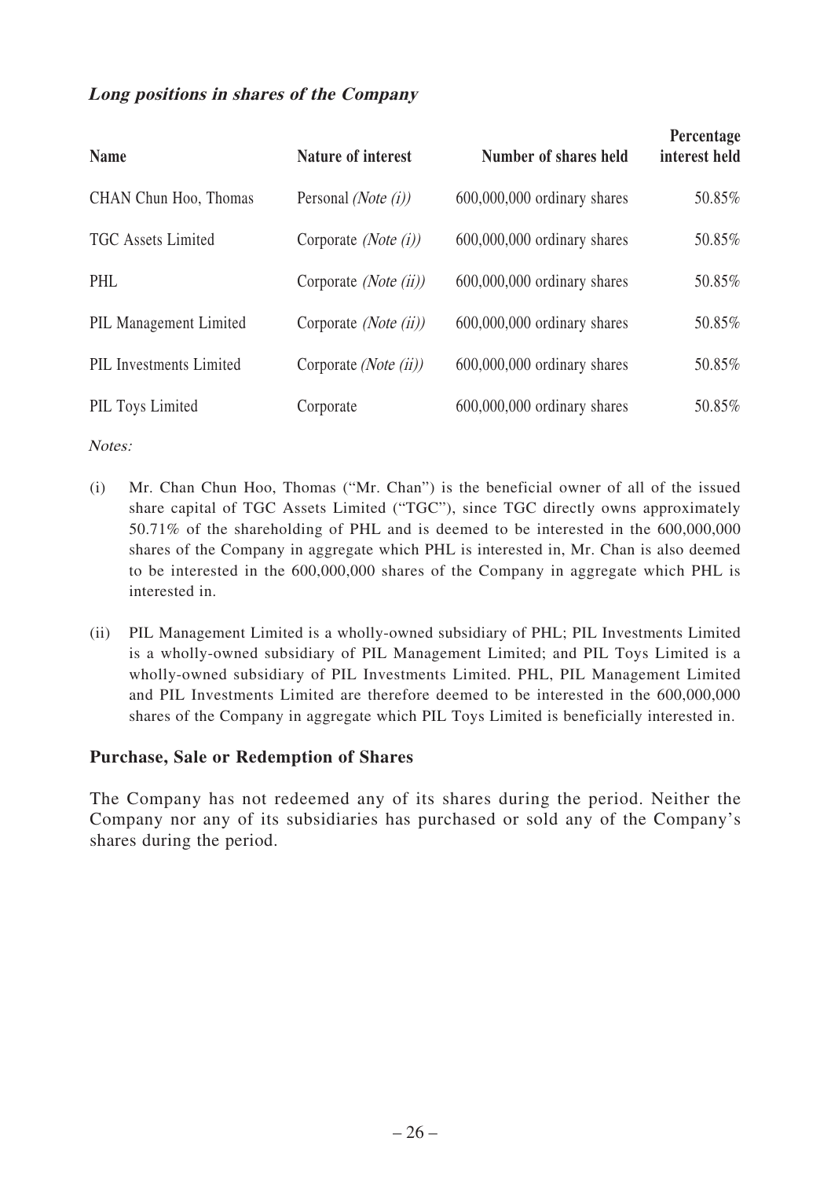***Long positions in shares of the Company***

| Name | Nature of interest | Number of shares held | Percentage interest held |
|---|---|---|---|
| CHAN Chun Hoo, Thomas | Personal *(Note (i))* | 600,000,000 ordinary shares | 50.85% |
| TGC Assets Limited | Corporate *(Note (i))* | 600,000,000 ordinary shares | 50.85% |
| PHL | Corporate *(Note (ii))* | 600,000,000 ordinary shares | 50.85% |
| PIL Management Limited | Corporate *(Note (ii))* | 600,000,000 ordinary shares | 50.85% |
| PIL Investments Limited | Corporate *(Note (ii))* | 600,000,000 ordinary shares | 50.85% |
| PIL Toys Limited | Corporate | 600,000,000 ordinary shares | 50.85% |

*Notes:*

(i) Mr. Chan Chun Hoo, Thomas ("Mr. Chan") is the beneficial owner of all of the issued share capital of TGC Assets Limited ("TGC"), since TGC directly owns approximately 50.71% of the shareholding of PHL and is deemed to be interested in the 600,000,000 shares of the Company in aggregate which PHL is interested in, Mr. Chan is also deemed to be interested in the 600,000,000 shares of the Company in aggregate which PHL is interested in.

(ii) PIL Management Limited is a wholly-owned subsidiary of PHL; PIL Investments Limited is a wholly-owned subsidiary of PIL Management Limited; and PIL Toys Limited is a wholly-owned subsidiary of PIL Investments Limited. PHL, PIL Management Limited and PIL Investments Limited are therefore deemed to be interested in the 600,000,000 shares of the Company in aggregate which PIL Toys Limited is beneficially interested in.

**Purchase, Sale or Redemption of Shares**

The Company has not redeemed any of its shares during the period. Neither the Company nor any of its subsidiaries has purchased or sold any of the Company's shares during the period.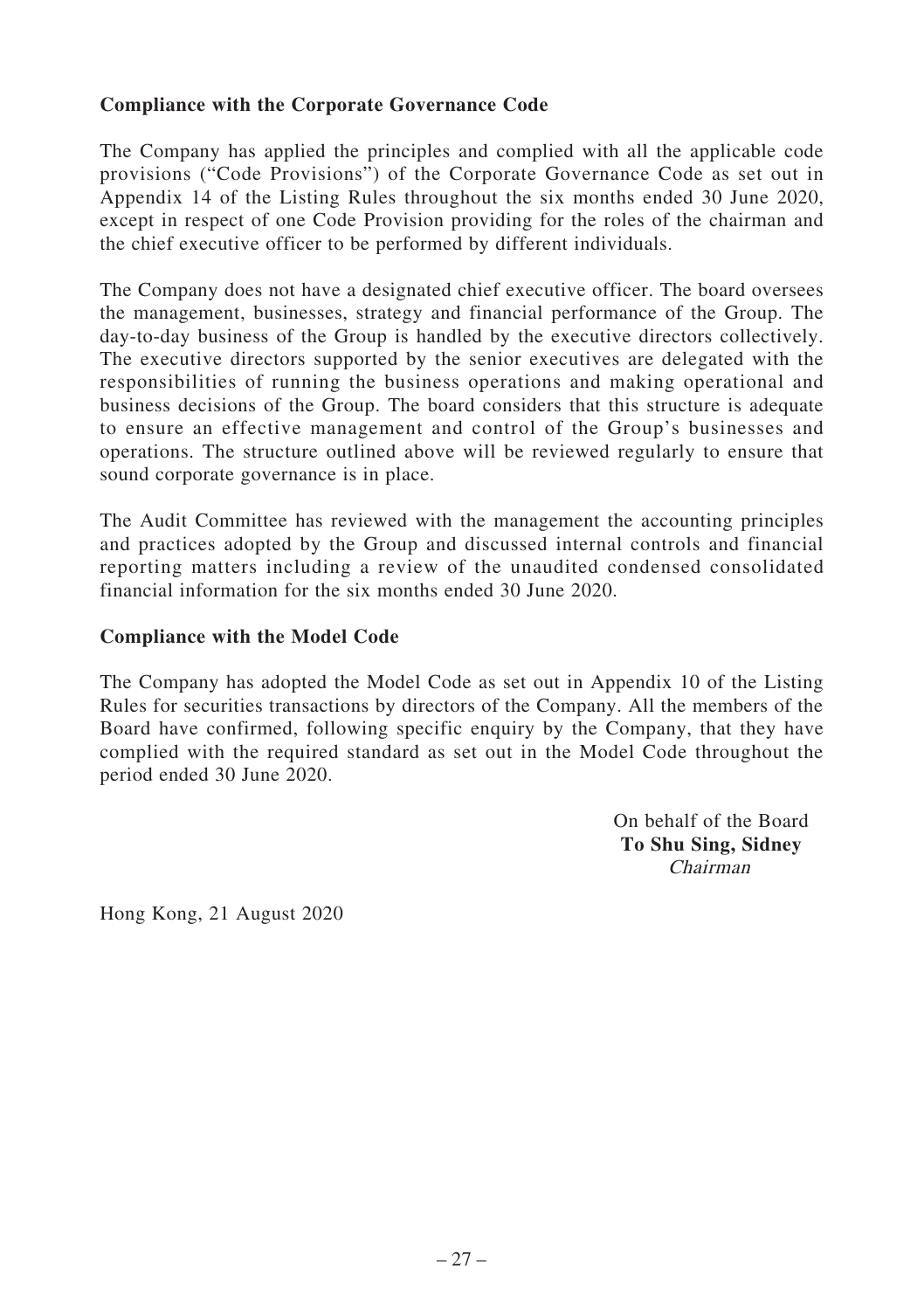**Compliance with the Corporate Governance Code**

The Company has applied the principles and complied with all the applicable code provisions ("Code Provisions") of the Corporate Governance Code as set out in Appendix 14 of the Listing Rules throughout the six months ended 30 June 2020, except in respect of one Code Provision providing for the roles of the chairman and the chief executive officer to be performed by different individuals.

The Company does not have a designated chief executive officer. The board oversees the management, businesses, strategy and financial performance of the Group. The day-to-day business of the Group is handled by the executive directors collectively. The executive directors supported by the senior executives are delegated with the responsibilities of running the business operations and making operational and business decisions of the Group. The board considers that this structure is adequate to ensure an effective management and control of the Group's businesses and operations. The structure outlined above will be reviewed regularly to ensure that sound corporate governance is in place.

The Audit Committee has reviewed with the management the accounting principles and practices adopted by the Group and discussed internal controls and financial reporting matters including a review of the unaudited condensed consolidated financial information for the six months ended 30 June 2020.

**Compliance with the Model Code**

The Company has adopted the Model Code as set out in Appendix 10 of the Listing Rules for securities transactions by directors of the Company. All the members of the Board have confirmed, following specific enquiry by the Company, that they have complied with the required standard as set out in the Model Code throughout the period ended 30 June 2020.

On behalf of the Board
**To Shu Sing, Sidney**
*Chairman*

Hong Kong, 21 August 2020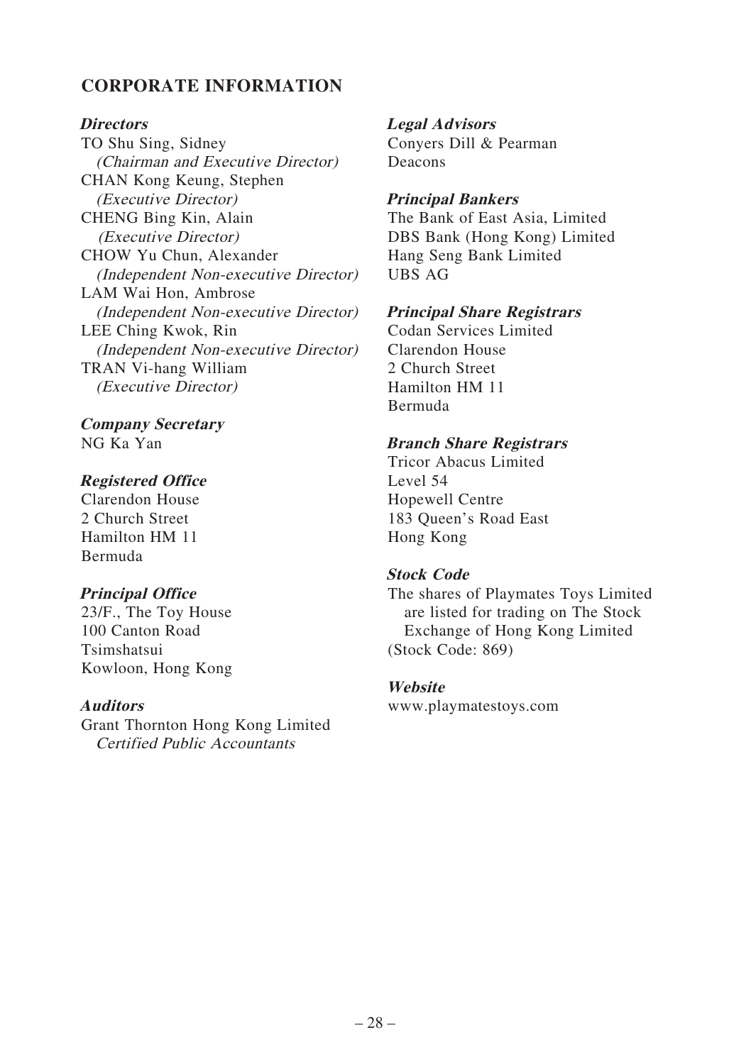## CORPORATE INFORMATION

***Directors***

TO Shu Sing, Sidney
*(Chairman and Executive Director)*
CHAN Kong Keung, Stephen
*(Executive Director)*
CHENG Bing Kin, Alain
*(Executive Director)*
CHOW Yu Chun, Alexander
*(Independent Non-executive Director)*
LAM Wai Hon, Ambrose
*(Independent Non-executive Director)*
LEE Ching Kwok, Rin
*(Independent Non-executive Director)*
TRAN Vi-hang William
*(Executive Director)*

***Company Secretary***

NG Ka Yan

***Registered Office***

Clarendon House
2 Church Street
Hamilton HM 11
Bermuda

***Principal Office***

23/F., The Toy House
100 Canton Road
Tsimshatsui
Kowloon, Hong Kong

***Auditors***

Grant Thornton Hong Kong Limited
*Certified Public Accountants*

***Legal Advisors***

Conyers Dill & Pearman
Deacons

***Principal Bankers***

The Bank of East Asia, Limited
DBS Bank (Hong Kong) Limited
Hang Seng Bank Limited
UBS AG

***Principal Share Registrars***

Codan Services Limited
Clarendon House
2 Church Street
Hamilton HM 11
Bermuda

***Branch Share Registrars***

Tricor Abacus Limited
Level 54
Hopewell Centre
183 Queen's Road East
Hong Kong

***Stock Code***

The shares of Playmates Toys Limited are listed for trading on The Stock Exchange of Hong Kong Limited
(Stock Code: 869)

***Website***

www.playmatestoys.com